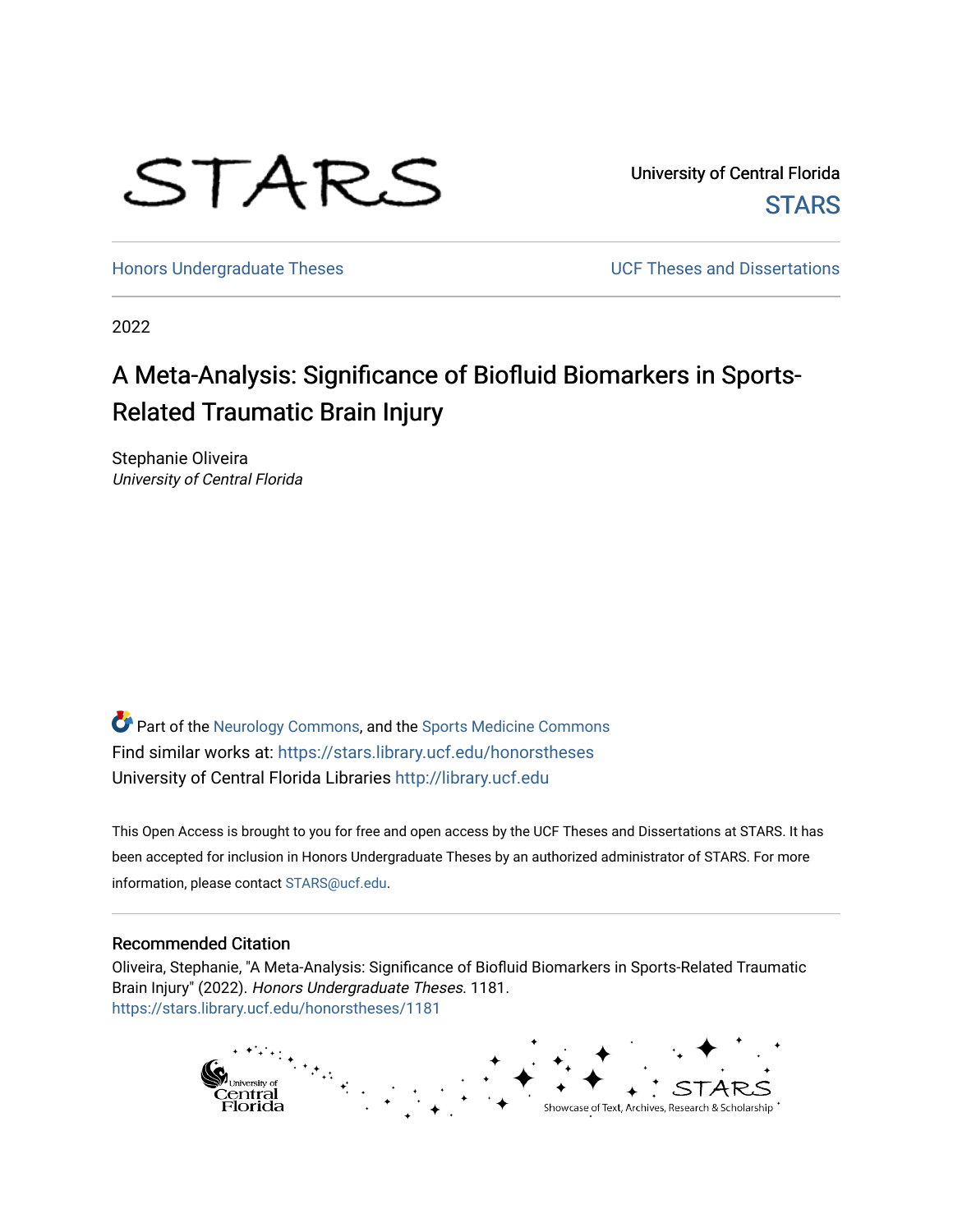STARS

University of Central Florida
STARS

Honors Undergraduate Theses

UCF Theses and Dissertations

2022

# A Meta-Analysis: Significance of Biofluid Biomarkers in Sports-Related Traumatic Brain Injury

Stephanie Oliveira
*University of Central Florida*

Part of the Neurology Commons, and the Sports Medicine Commons
Find similar works at: https://stars.library.ucf.edu/honorstheses
University of Central Florida Libraries http://library.ucf.edu

This Open Access is brought to you for free and open access by the UCF Theses and Dissertations at STARS. It has been accepted for inclusion in Honors Undergraduate Theses by an authorized administrator of STARS. For more information, please contact STARS@ucf.edu.

## Recommended Citation

Oliveira, Stephanie, "A Meta-Analysis: Significance of Biofluid Biomarkers in Sports-Related Traumatic Brain Injury" (2022). *Honors Undergraduate Theses*. 1181.
https://stars.library.ucf.edu/honorstheses/1181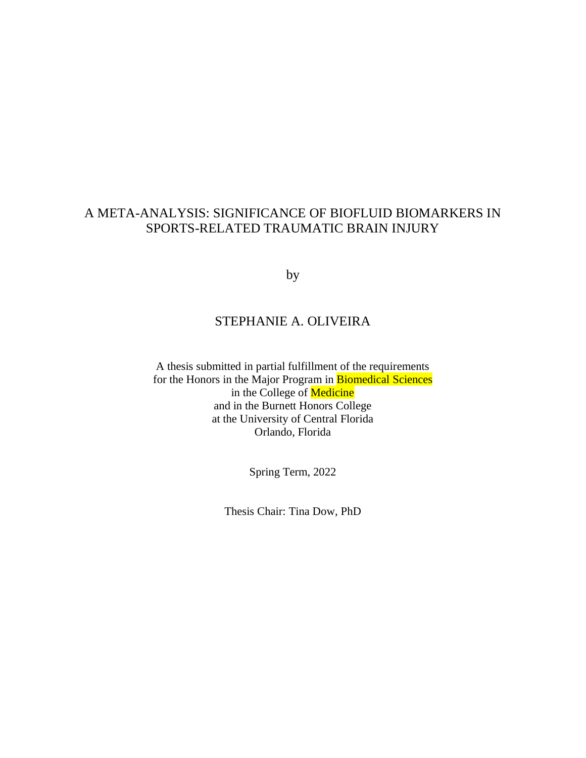# A META-ANALYSIS: SIGNIFICANCE OF BIOFLUID BIOMARKERS IN SPORTS-RELATED TRAUMATIC BRAIN INJURY

by

STEPHANIE A. OLIVEIRA

A thesis submitted in partial fulfillment of the requirements
for the Honors in the Major Program in Biomedical Sciences
in the College of Medicine
and in the Burnett Honors College
at the University of Central Florida
Orlando, Florida

Spring Term, 2022

Thesis Chair: Tina Dow, PhD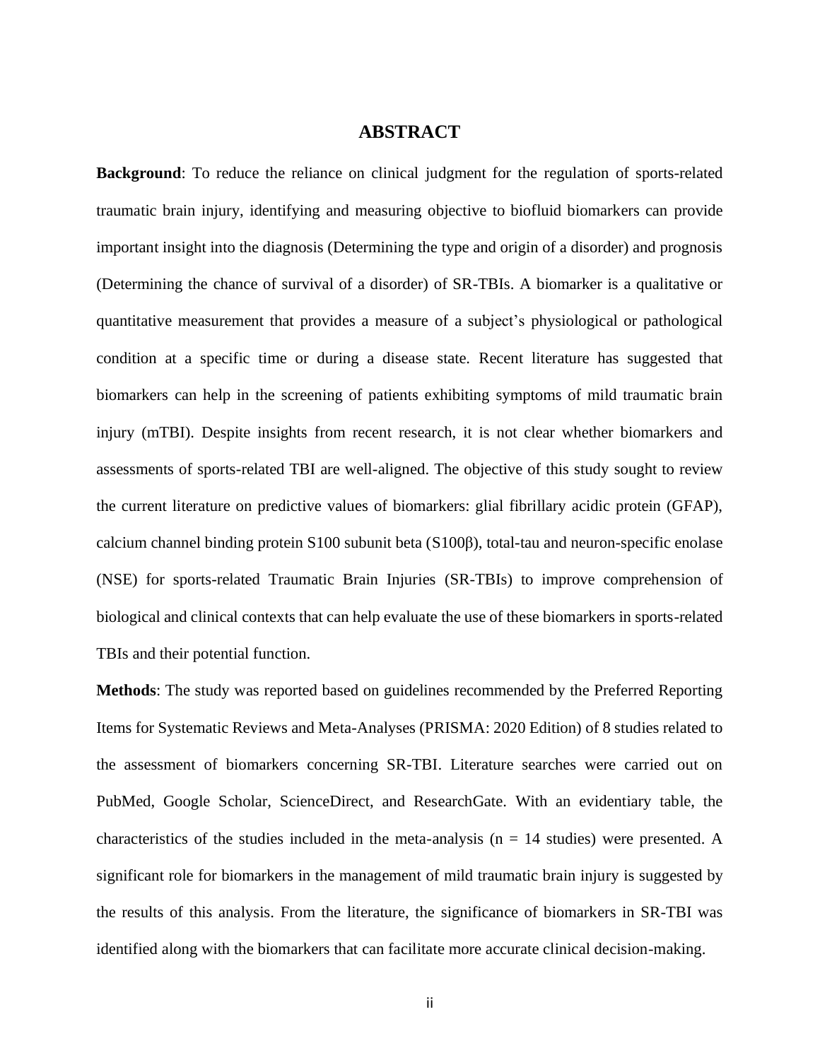# ABSTRACT

**Background**: To reduce the reliance on clinical judgment for the regulation of sports-related traumatic brain injury, identifying and measuring objective to biofluid biomarkers can provide important insight into the diagnosis (Determining the type and origin of a disorder) and prognosis (Determining the chance of survival of a disorder) of SR-TBIs. A biomarker is a qualitative or quantitative measurement that provides a measure of a subject's physiological or pathological condition at a specific time or during a disease state. Recent literature has suggested that biomarkers can help in the screening of patients exhibiting symptoms of mild traumatic brain injury (mTBI). Despite insights from recent research, it is not clear whether biomarkers and assessments of sports-related TBI are well-aligned. The objective of this study sought to review the current literature on predictive values of biomarkers: glial fibrillary acidic protein (GFAP), calcium channel binding protein S100 subunit beta (S100β), total-tau and neuron-specific enolase (NSE) for sports-related Traumatic Brain Injuries (SR-TBIs) to improve comprehension of biological and clinical contexts that can help evaluate the use of these biomarkers in sports-related TBIs and their potential function.

**Methods**: The study was reported based on guidelines recommended by the Preferred Reporting Items for Systematic Reviews and Meta-Analyses (PRISMA: 2020 Edition) of 8 studies related to the assessment of biomarkers concerning SR-TBI. Literature searches were carried out on PubMed, Google Scholar, ScienceDirect, and ResearchGate. With an evidentiary table, the characteristics of the studies included in the meta-analysis ($n = 14$ studies) were presented. A significant role for biomarkers in the management of mild traumatic brain injury is suggested by the results of this analysis. From the literature, the significance of biomarkers in SR-TBI was identified along with the biomarkers that can facilitate more accurate clinical decision-making.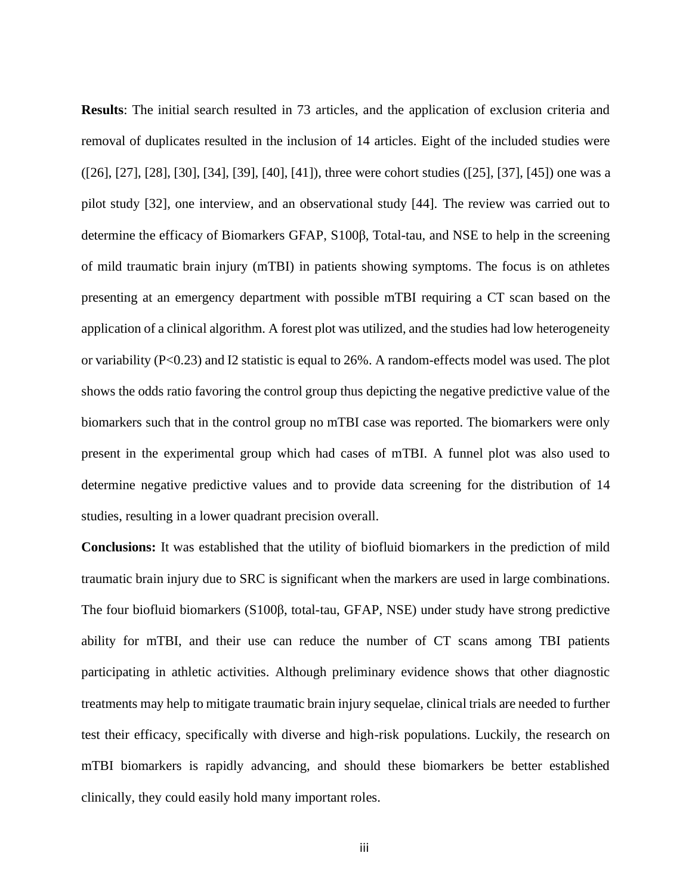**Results**: The initial search resulted in 73 articles, and the application of exclusion criteria and removal of duplicates resulted in the inclusion of 14 articles. Eight of the included studies were ([26], [27], [28], [30], [34], [39], [40], [41]), three were cohort studies ([25], [37], [45]) one was a pilot study [32], one interview, and an observational study [44]. The review was carried out to determine the efficacy of Biomarkers GFAP, S100β, Total-tau, and NSE to help in the screening of mild traumatic brain injury (mTBI) in patients showing symptoms. The focus is on athletes presenting at an emergency department with possible mTBI requiring a CT scan based on the application of a clinical algorithm. A forest plot was utilized, and the studies had low heterogeneity or variability ($P<0.23$) and I2 statistic is equal to 26%. A random-effects model was used. The plot shows the odds ratio favoring the control group thus depicting the negative predictive value of the biomarkers such that in the control group no mTBI case was reported. The biomarkers were only present in the experimental group which had cases of mTBI. A funnel plot was also used to determine negative predictive values and to provide data screening for the distribution of 14 studies, resulting in a lower quadrant precision overall.

**Conclusions:** It was established that the utility of biofluid biomarkers in the prediction of mild traumatic brain injury due to SRC is significant when the markers are used in large combinations. The four biofluid biomarkers (S100β, total-tau, GFAP, NSE) under study have strong predictive ability for mTBI, and their use can reduce the number of CT scans among TBI patients participating in athletic activities. Although preliminary evidence shows that other diagnostic treatments may help to mitigate traumatic brain injury sequelae, clinical trials are needed to further test their efficacy, specifically with diverse and high-risk populations. Luckily, the research on mTBI biomarkers is rapidly advancing, and should these biomarkers be better established clinically, they could easily hold many important roles.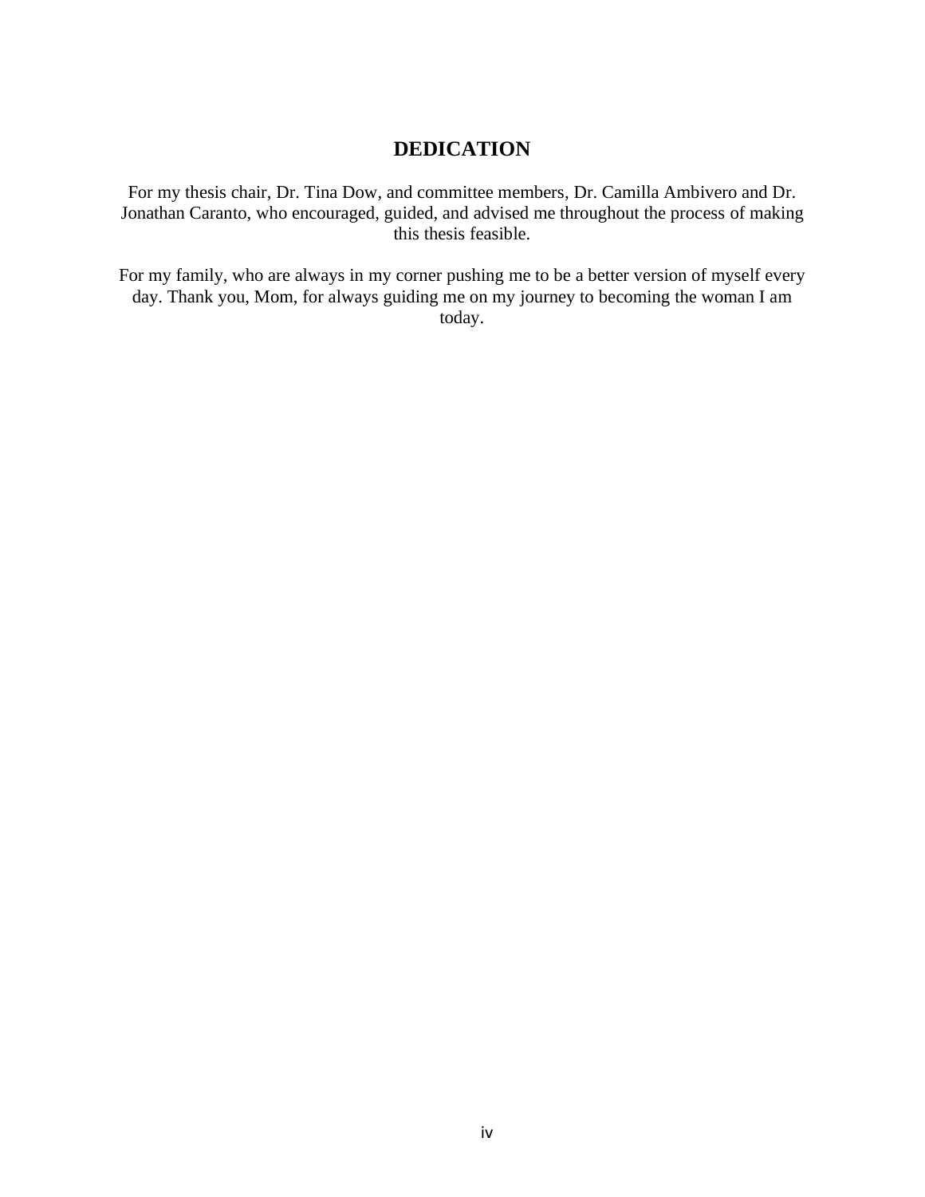# DEDICATION

For my thesis chair, Dr. Tina Dow, and committee members, Dr. Camilla Ambivero and Dr. Jonathan Caranto, who encouraged, guided, and advised me throughout the process of making this thesis feasible.

For my family, who are always in my corner pushing me to be a better version of myself every day. Thank you, Mom, for always guiding me on my journey to becoming the woman I am today.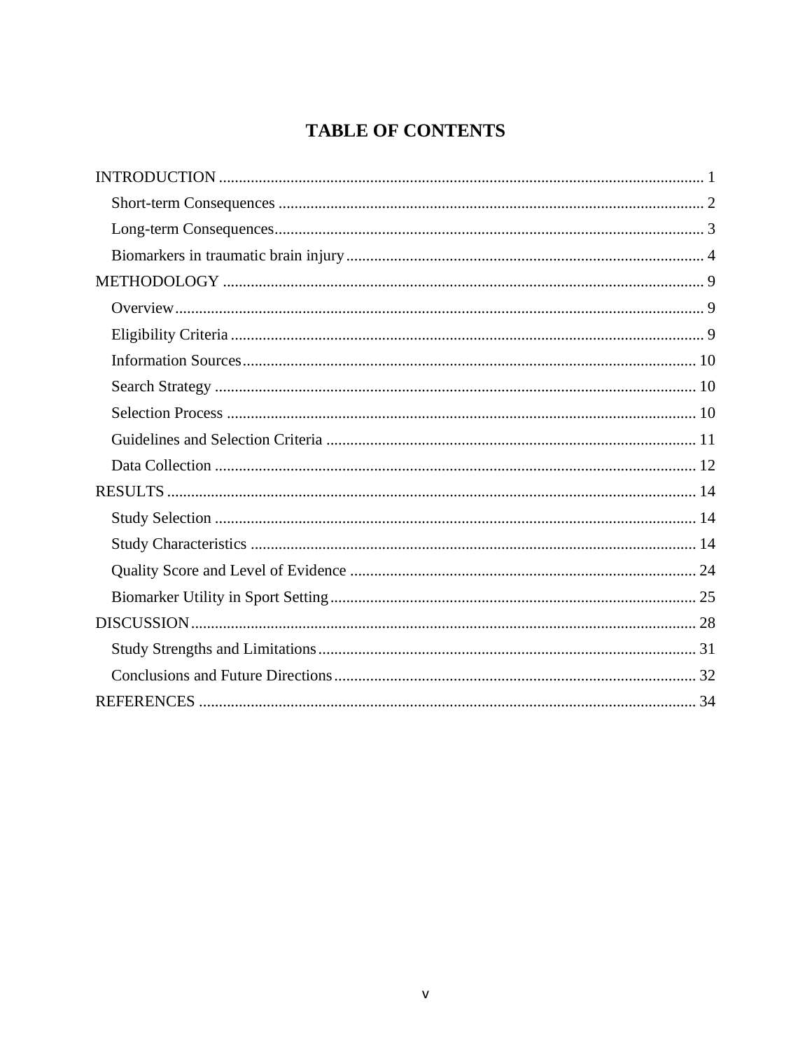# TABLE OF CONTENTS

INTRODUCTION ........................................................................................................... 1
- Short-term Consequences ........................................................................................... 2
- Long-term Consequences............................................................................................ 3
- Biomarkers in traumatic brain injury ........................................................................... 4

METHODOLOGY ......................................................................................................... 9
- Overview...................................................................................................................... 9
- Eligibility Criteria ....................................................................................................... 9
- Information Sources.................................................................................................. 10
- Search Strategy ......................................................................................................... 10
- Selection Process ...................................................................................................... 10
- Guidelines and Selection Criteria ............................................................................. 11
- Data Collection ......................................................................................................... 12

RESULTS ..................................................................................................................... 14
- Study Selection ......................................................................................................... 14
- Study Characteristics ................................................................................................ 14
- Quality Score and Level of Evidence ....................................................................... 24
- Biomarker Utility in Sport Setting ............................................................................ 25

DISCUSSION............................................................................................................... 28
- Study Strengths and Limitations............................................................................... 31
- Conclusions and Future Directions........................................................................... 32

REFERENCES ............................................................................................................. 34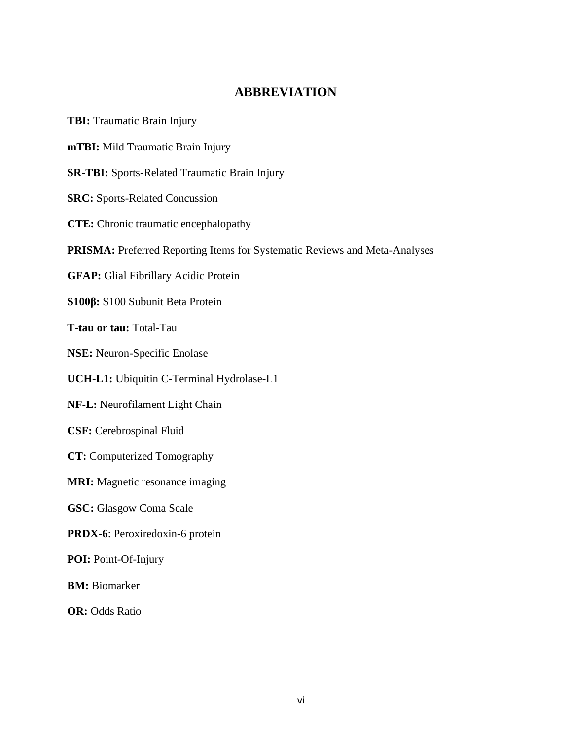## ABBREVIATION

**TBI:** Traumatic Brain Injury

**mTBI:** Mild Traumatic Brain Injury

**SR-TBI:** Sports-Related Traumatic Brain Injury

**SRC:** Sports-Related Concussion

**CTE:** Chronic traumatic encephalopathy

**PRISMA:** Preferred Reporting Items for Systematic Reviews and Meta-Analyses

**GFAP:** Glial Fibrillary Acidic Protein

**S100β:** S100 Subunit Beta Protein

**T-tau or tau:** Total-Tau

**NSE:** Neuron-Specific Enolase

**UCH-L1:** Ubiquitin C-Terminal Hydrolase-L1

**NF-L:** Neurofilament Light Chain

**CSF:** Cerebrospinal Fluid

**CT:** Computerized Tomography

**MRI:** Magnetic resonance imaging

**GSC:** Glasgow Coma Scale

**PRDX-6**: Peroxiredoxin-6 protein

**POI:** Point-Of-Injury

**BM:** Biomarker

**OR:** Odds Ratio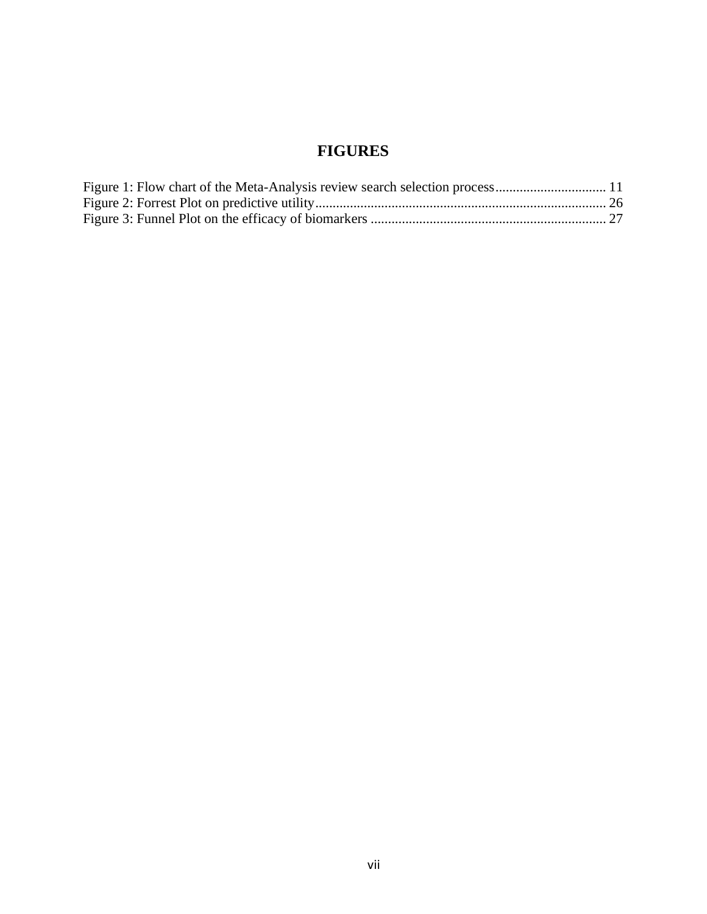# FIGURES

Figure 1: Flow chart of the Meta-Analysis review search selection process................................ 11
Figure 2: Forrest Plot on predictive utility................................................................................... 26
Figure 3: Funnel Plot on the efficacy of biomarkers ................................................................... 27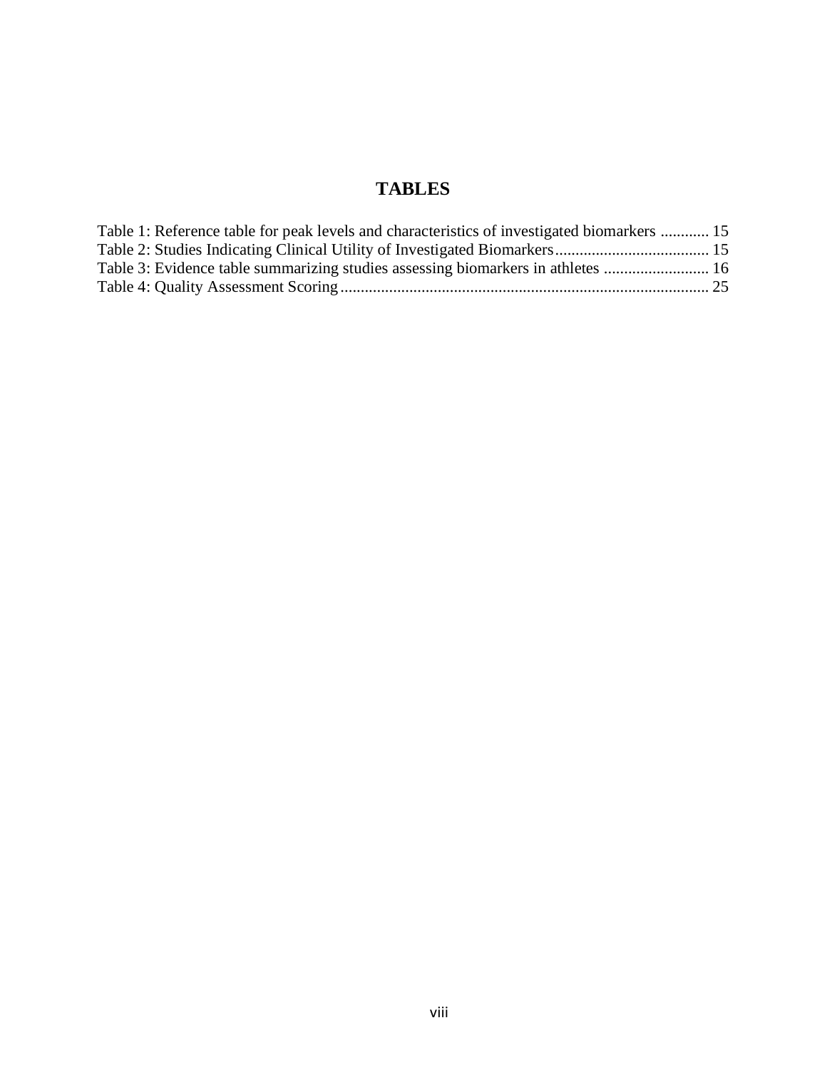# TABLES

Table 1: Reference table for peak levels and characteristics of investigated biomarkers ............ 15
Table 2: Studies Indicating Clinical Utility of Investigated Biomarkers...................................... 15
Table 3: Evidence table summarizing studies assessing biomarkers in athletes .......................... 16
Table 4: Quality Assessment Scoring.......................................................................................... 25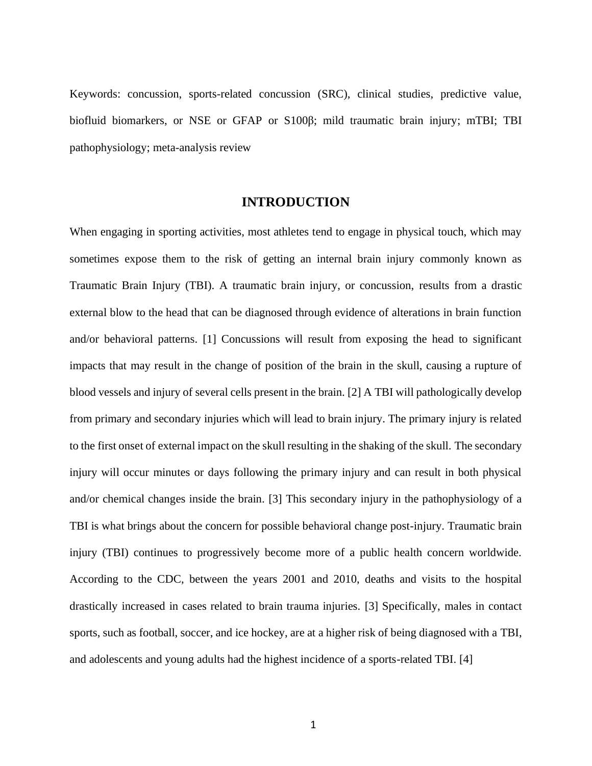Keywords: concussion, sports-related concussion (SRC), clinical studies, predictive value, biofluid biomarkers, or NSE or GFAP or S100β; mild traumatic brain injury; mTBI; TBI pathophysiology; meta-analysis review

## INTRODUCTION

When engaging in sporting activities, most athletes tend to engage in physical touch, which may sometimes expose them to the risk of getting an internal brain injury commonly known as Traumatic Brain Injury (TBI). A traumatic brain injury, or concussion, results from a drastic external blow to the head that can be diagnosed through evidence of alterations in brain function and/or behavioral patterns. [1] Concussions will result from exposing the head to significant impacts that may result in the change of position of the brain in the skull, causing a rupture of blood vessels and injury of several cells present in the brain. [2] A TBI will pathologically develop from primary and secondary injuries which will lead to brain injury. The primary injury is related to the first onset of external impact on the skull resulting in the shaking of the skull. The secondary injury will occur minutes or days following the primary injury and can result in both physical and/or chemical changes inside the brain. [3] This secondary injury in the pathophysiology of a TBI is what brings about the concern for possible behavioral change post-injury. Traumatic brain injury (TBI) continues to progressively become more of a public health concern worldwide. According to the CDC, between the years 2001 and 2010, deaths and visits to the hospital drastically increased in cases related to brain trauma injuries. [3] Specifically, males in contact sports, such as football, soccer, and ice hockey, are at a higher risk of being diagnosed with a TBI, and adolescents and young adults had the highest incidence of a sports-related TBI. [4]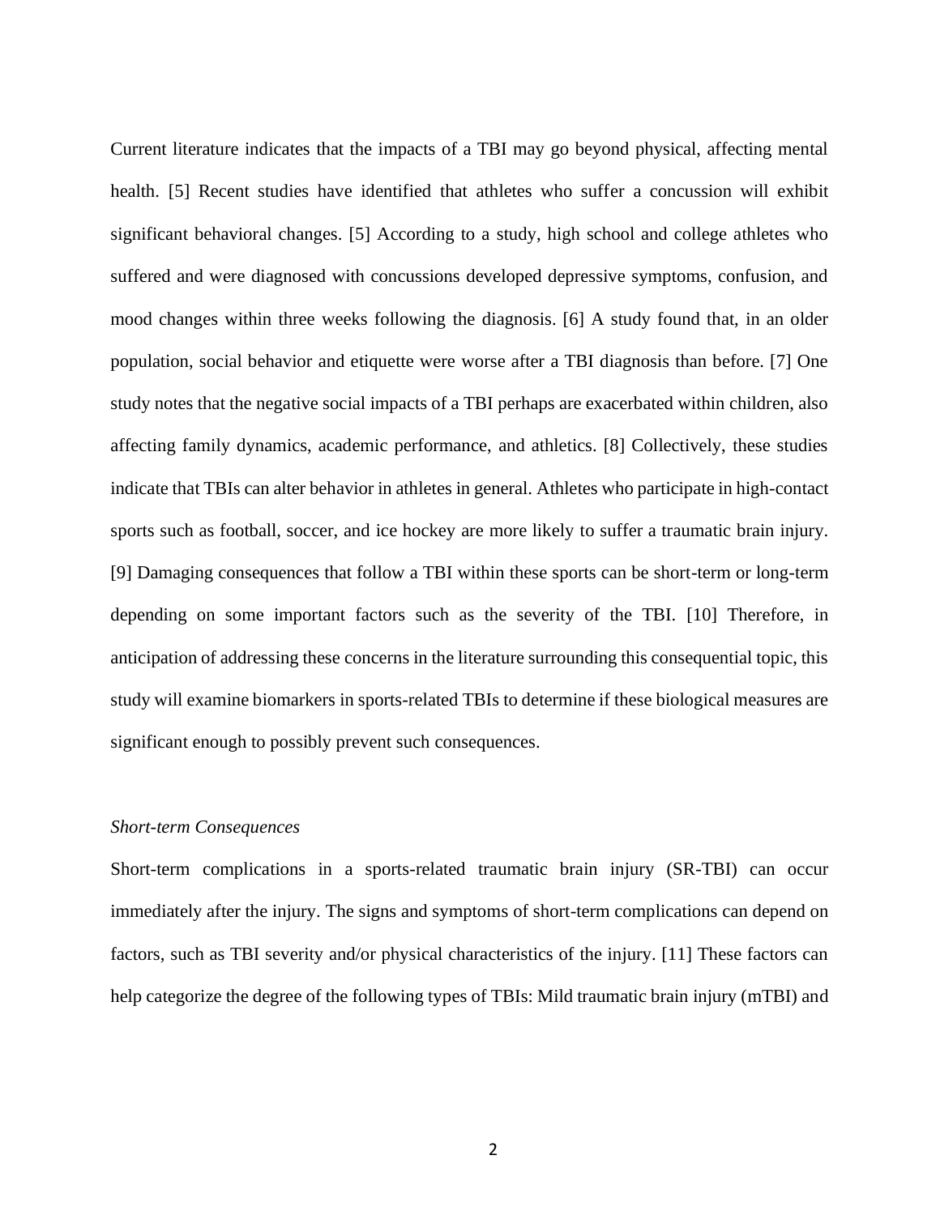Current literature indicates that the impacts of a TBI may go beyond physical, affecting mental health. [5] Recent studies have identified that athletes who suffer a concussion will exhibit significant behavioral changes. [5] According to a study, high school and college athletes who suffered and were diagnosed with concussions developed depressive symptoms, confusion, and mood changes within three weeks following the diagnosis. [6] A study found that, in an older population, social behavior and etiquette were worse after a TBI diagnosis than before. [7] One study notes that the negative social impacts of a TBI perhaps are exacerbated within children, also affecting family dynamics, academic performance, and athletics. [8] Collectively, these studies indicate that TBIs can alter behavior in athletes in general. Athletes who participate in high-contact sports such as football, soccer, and ice hockey are more likely to suffer a traumatic brain injury. [9] Damaging consequences that follow a TBI within these sports can be short-term or long-term depending on some important factors such as the severity of the TBI. [10] Therefore, in anticipation of addressing these concerns in the literature surrounding this consequential topic, this study will examine biomarkers in sports-related TBIs to determine if these biological measures are significant enough to possibly prevent such consequences.

*Short-term Consequences*

Short-term complications in a sports-related traumatic brain injury (SR-TBI) can occur immediately after the injury. The signs and symptoms of short-term complications can depend on factors, such as TBI severity and/or physical characteristics of the injury. [11] These factors can help categorize the degree of the following types of TBIs: Mild traumatic brain injury (mTBI) and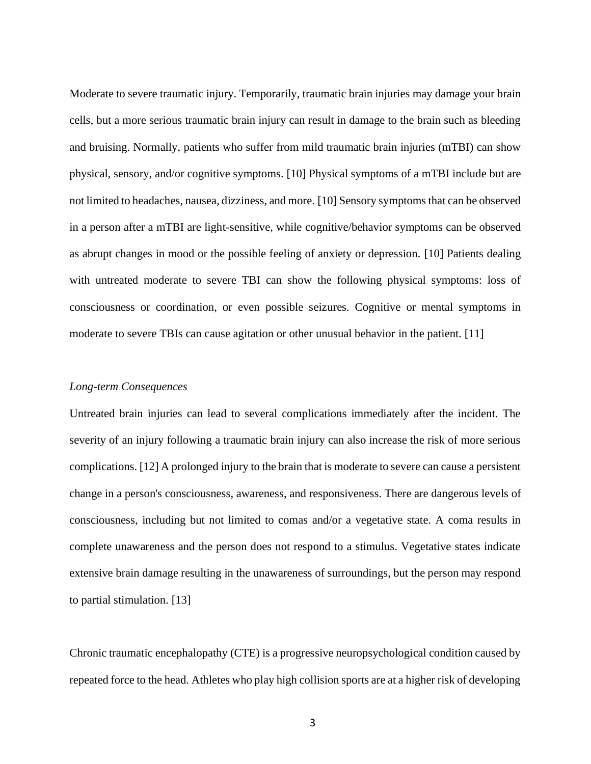Moderate to severe traumatic injury. Temporarily, traumatic brain injuries may damage your brain cells, but a more serious traumatic brain injury can result in damage to the brain such as bleeding and bruising. Normally, patients who suffer from mild traumatic brain injuries (mTBI) can show physical, sensory, and/or cognitive symptoms. [10] Physical symptoms of a mTBI include but are not limited to headaches, nausea, dizziness, and more. [10] Sensory symptoms that can be observed in a person after a mTBI are light-sensitive, while cognitive/behavior symptoms can be observed as abrupt changes in mood or the possible feeling of anxiety or depression. [10] Patients dealing with untreated moderate to severe TBI can show the following physical symptoms: loss of consciousness or coordination, or even possible seizures. Cognitive or mental symptoms in moderate to severe TBIs can cause agitation or other unusual behavior in the patient. [11]

*Long-term Consequences*

Untreated brain injuries can lead to several complications immediately after the incident. The severity of an injury following a traumatic brain injury can also increase the risk of more serious complications. [12] A prolonged injury to the brain that is moderate to severe can cause a persistent change in a person's consciousness, awareness, and responsiveness. There are dangerous levels of consciousness, including but not limited to comas and/or a vegetative state. A coma results in complete unawareness and the person does not respond to a stimulus. Vegetative states indicate extensive brain damage resulting in the unawareness of surroundings, but the person may respond to partial stimulation. [13]

Chronic traumatic encephalopathy (CTE) is a progressive neuropsychological condition caused by repeated force to the head. Athletes who play high collision sports are at a higher risk of developing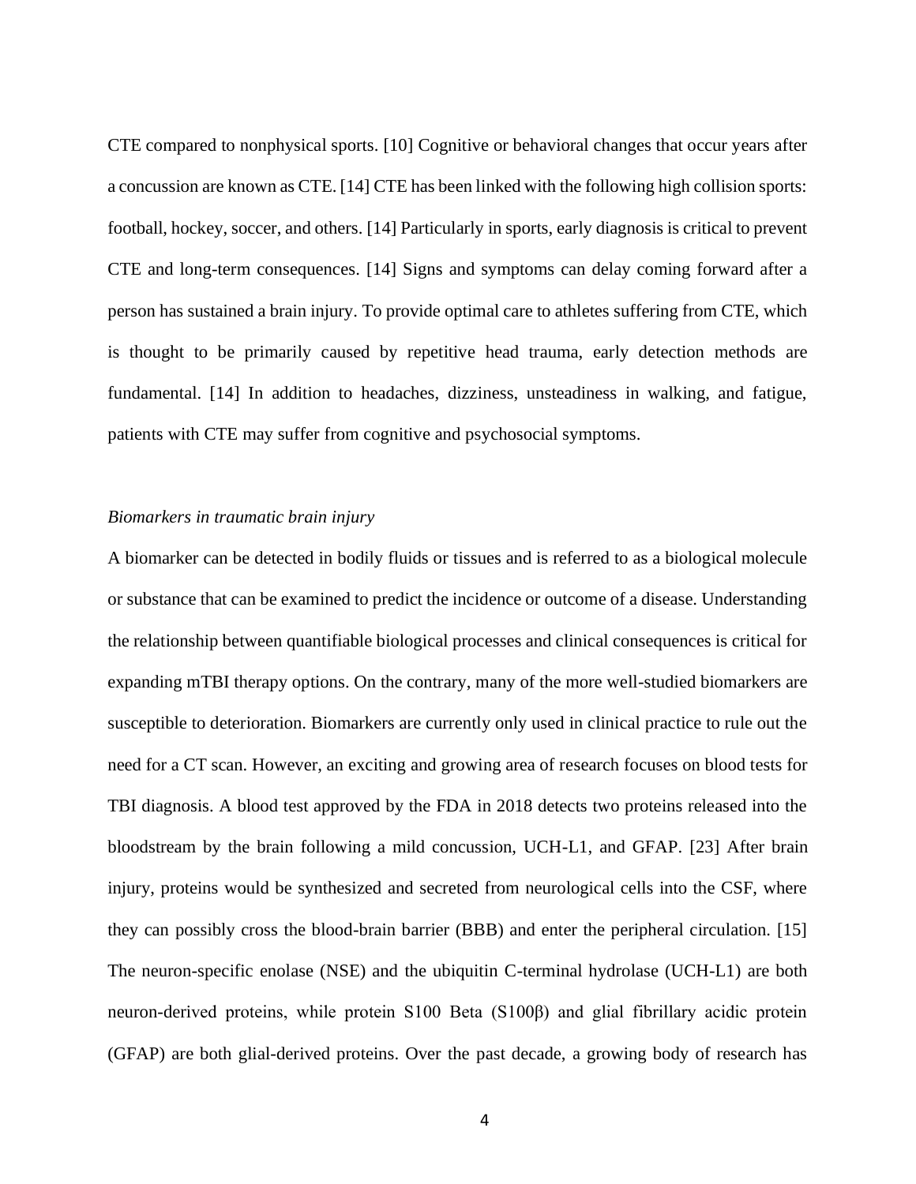CTE compared to nonphysical sports. [10] Cognitive or behavioral changes that occur years after a concussion are known as CTE. [14] CTE has been linked with the following high collision sports: football, hockey, soccer, and others. [14] Particularly in sports, early diagnosis is critical to prevent CTE and long-term consequences. [14] Signs and symptoms can delay coming forward after a person has sustained a brain injury. To provide optimal care to athletes suffering from CTE, which is thought to be primarily caused by repetitive head trauma, early detection methods are fundamental. [14] In addition to headaches, dizziness, unsteadiness in walking, and fatigue, patients with CTE may suffer from cognitive and psychosocial symptoms.

*Biomarkers in traumatic brain injury*

A biomarker can be detected in bodily fluids or tissues and is referred to as a biological molecule or substance that can be examined to predict the incidence or outcome of a disease. Understanding the relationship between quantifiable biological processes and clinical consequences is critical for expanding mTBI therapy options. On the contrary, many of the more well-studied biomarkers are susceptible to deterioration. Biomarkers are currently only used in clinical practice to rule out the need for a CT scan. However, an exciting and growing area of research focuses on blood tests for TBI diagnosis. A blood test approved by the FDA in 2018 detects two proteins released into the bloodstream by the brain following a mild concussion, UCH-L1, and GFAP. [23] After brain injury, proteins would be synthesized and secreted from neurological cells into the CSF, where they can possibly cross the blood-brain barrier (BBB) and enter the peripheral circulation. [15] The neuron-specific enolase (NSE) and the ubiquitin C-terminal hydrolase (UCH-L1) are both neuron-derived proteins, while protein S100 Beta (S100β) and glial fibrillary acidic protein (GFAP) are both glial-derived proteins. Over the past decade, a growing body of research has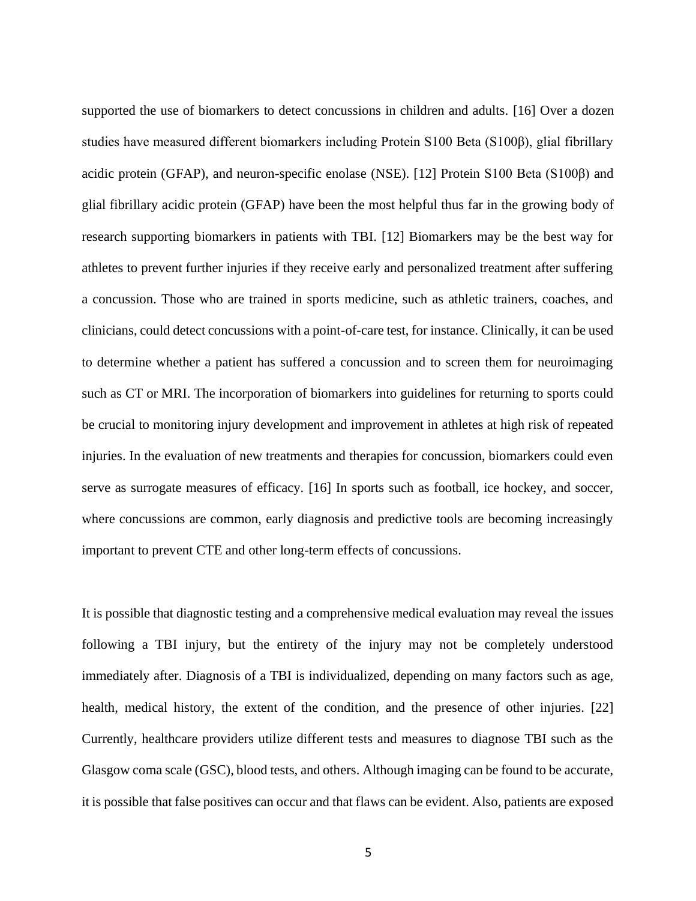supported the use of biomarkers to detect concussions in children and adults. [16] Over a dozen studies have measured different biomarkers including Protein S100 Beta (S100β), glial fibrillary acidic protein (GFAP), and neuron-specific enolase (NSE). [12] Protein S100 Beta (S100β) and glial fibrillary acidic protein (GFAP) have been the most helpful thus far in the growing body of research supporting biomarkers in patients with TBI. [12] Biomarkers may be the best way for athletes to prevent further injuries if they receive early and personalized treatment after suffering a concussion. Those who are trained in sports medicine, such as athletic trainers, coaches, and clinicians, could detect concussions with a point-of-care test, for instance. Clinically, it can be used to determine whether a patient has suffered a concussion and to screen them for neuroimaging such as CT or MRI. The incorporation of biomarkers into guidelines for returning to sports could be crucial to monitoring injury development and improvement in athletes at high risk of repeated injuries. In the evaluation of new treatments and therapies for concussion, biomarkers could even serve as surrogate measures of efficacy. [16] In sports such as football, ice hockey, and soccer, where concussions are common, early diagnosis and predictive tools are becoming increasingly important to prevent CTE and other long-term effects of concussions.

It is possible that diagnostic testing and a comprehensive medical evaluation may reveal the issues following a TBI injury, but the entirety of the injury may not be completely understood immediately after. Diagnosis of a TBI is individualized, depending on many factors such as age, health, medical history, the extent of the condition, and the presence of other injuries. [22] Currently, healthcare providers utilize different tests and measures to diagnose TBI such as the Glasgow coma scale (GSC), blood tests, and others. Although imaging can be found to be accurate, it is possible that false positives can occur and that flaws can be evident. Also, patients are exposed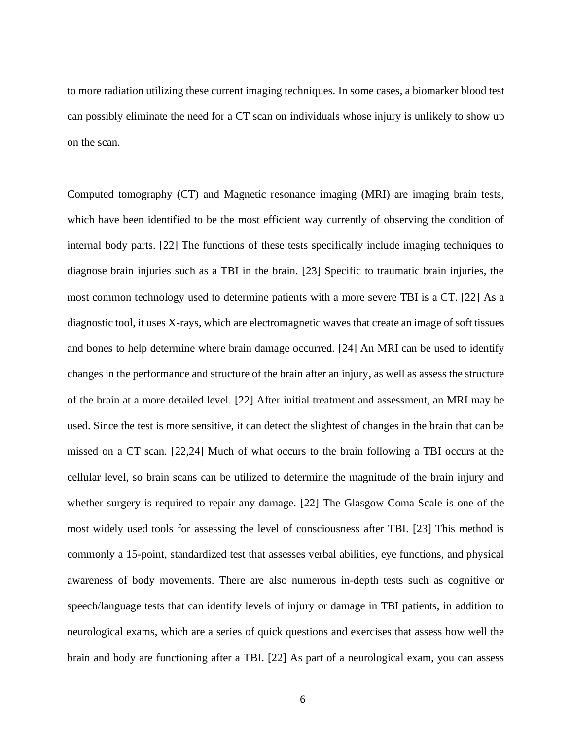to more radiation utilizing these current imaging techniques. In some cases, a biomarker blood test can possibly eliminate the need for a CT scan on individuals whose injury is unlikely to show up on the scan.

Computed tomography (CT) and Magnetic resonance imaging (MRI) are imaging brain tests, which have been identified to be the most efficient way currently of observing the condition of internal body parts. [22] The functions of these tests specifically include imaging techniques to diagnose brain injuries such as a TBI in the brain. [23] Specific to traumatic brain injuries, the most common technology used to determine patients with a more severe TBI is a CT. [22] As a diagnostic tool, it uses X-rays, which are electromagnetic waves that create an image of soft tissues and bones to help determine where brain damage occurred. [24] An MRI can be used to identify changes in the performance and structure of the brain after an injury, as well as assess the structure of the brain at a more detailed level. [22] After initial treatment and assessment, an MRI may be used. Since the test is more sensitive, it can detect the slightest of changes in the brain that can be missed on a CT scan. [22,24] Much of what occurs to the brain following a TBI occurs at the cellular level, so brain scans can be utilized to determine the magnitude of the brain injury and whether surgery is required to repair any damage. [22] The Glasgow Coma Scale is one of the most widely used tools for assessing the level of consciousness after TBI. [23] This method is commonly a 15-point, standardized test that assesses verbal abilities, eye functions, and physical awareness of body movements. There are also numerous in-depth tests such as cognitive or speech/language tests that can identify levels of injury or damage in TBI patients, in addition to neurological exams, which are a series of quick questions and exercises that assess how well the brain and body are functioning after a TBI. [22] As part of a neurological exam, you can assess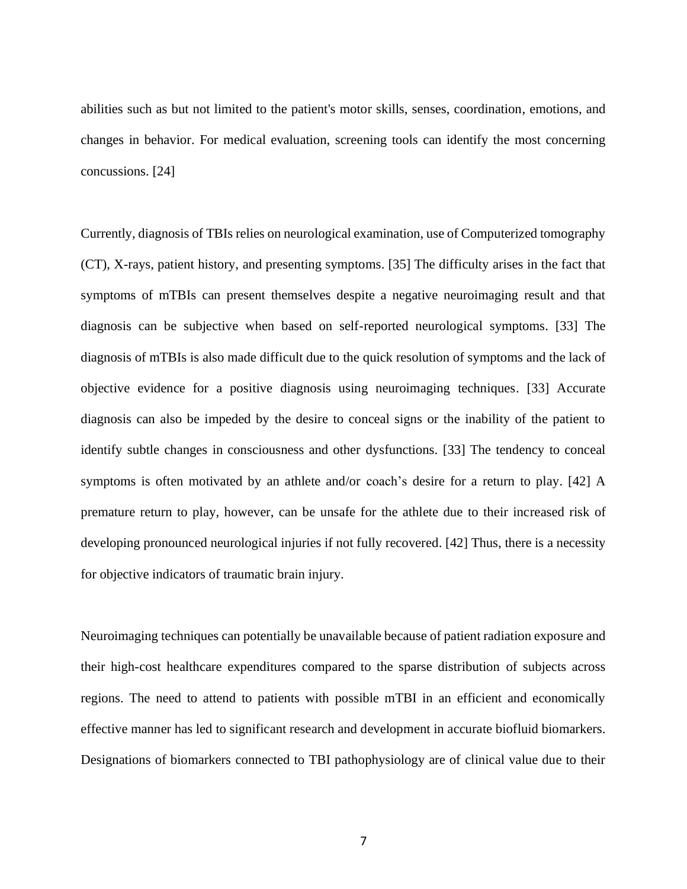abilities such as but not limited to the patient's motor skills, senses, coordination, emotions, and changes in behavior. For medical evaluation, screening tools can identify the most concerning concussions. [24]

Currently, diagnosis of TBIs relies on neurological examination, use of Computerized tomography (CT), X-rays, patient history, and presenting symptoms. [35] The difficulty arises in the fact that symptoms of mTBIs can present themselves despite a negative neuroimaging result and that diagnosis can be subjective when based on self-reported neurological symptoms. [33] The diagnosis of mTBIs is also made difficult due to the quick resolution of symptoms and the lack of objective evidence for a positive diagnosis using neuroimaging techniques. [33] Accurate diagnosis can also be impeded by the desire to conceal signs or the inability of the patient to identify subtle changes in consciousness and other dysfunctions. [33] The tendency to conceal symptoms is often motivated by an athlete and/or coach's desire for a return to play. [42] A premature return to play, however, can be unsafe for the athlete due to their increased risk of developing pronounced neurological injuries if not fully recovered. [42] Thus, there is a necessity for objective indicators of traumatic brain injury.

Neuroimaging techniques can potentially be unavailable because of patient radiation exposure and their high-cost healthcare expenditures compared to the sparse distribution of subjects across regions. The need to attend to patients with possible mTBI in an efficient and economically effective manner has led to significant research and development in accurate biofluid biomarkers. Designations of biomarkers connected to TBI pathophysiology are of clinical value due to their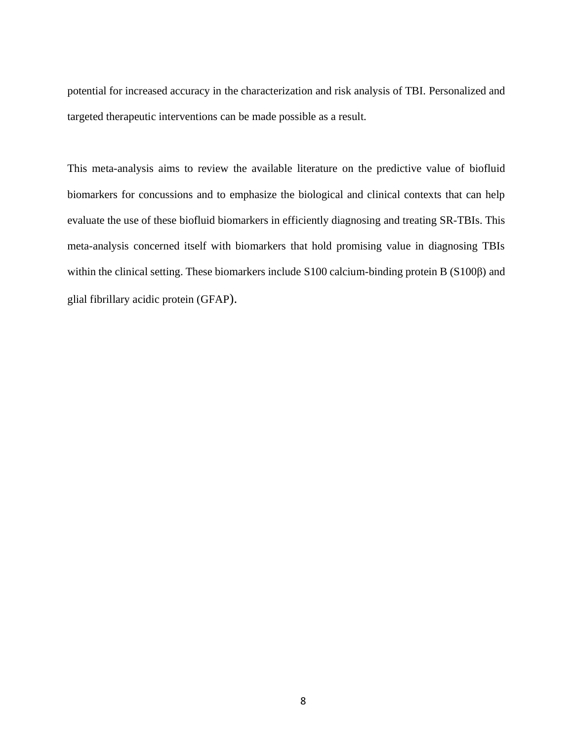potential for increased accuracy in the characterization and risk analysis of TBI. Personalized and targeted therapeutic interventions can be made possible as a result.

This meta-analysis aims to review the available literature on the predictive value of biofluid biomarkers for concussions and to emphasize the biological and clinical contexts that can help evaluate the use of these biofluid biomarkers in efficiently diagnosing and treating SR-TBIs. This meta-analysis concerned itself with biomarkers that hold promising value in diagnosing TBIs within the clinical setting. These biomarkers include S100 calcium-binding protein B (S100β) and glial fibrillary acidic protein (GFAP).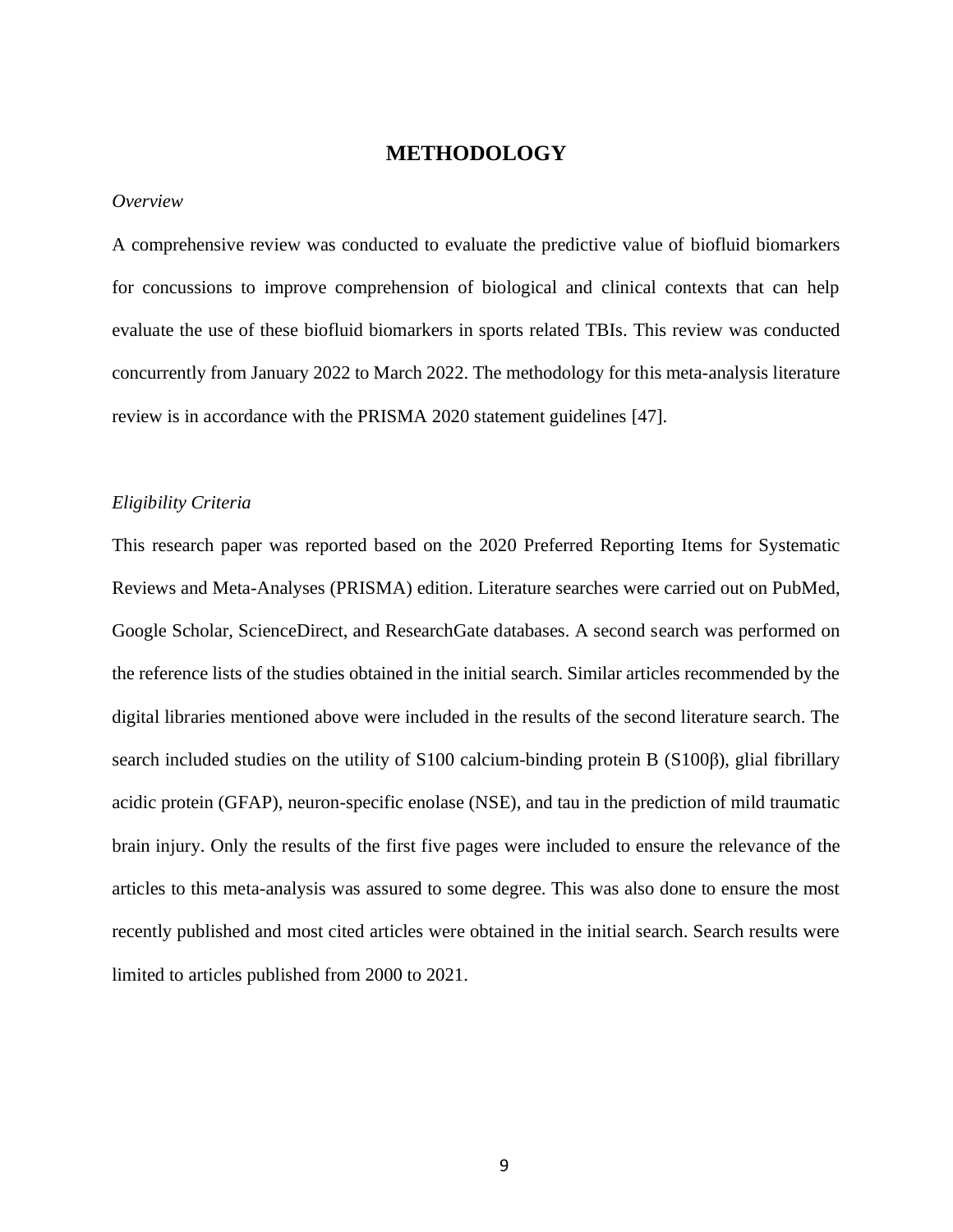# METHODOLOGY

*Overview*

A comprehensive review was conducted to evaluate the predictive value of biofluid biomarkers for concussions to improve comprehension of biological and clinical contexts that can help evaluate the use of these biofluid biomarkers in sports related TBIs. This review was conducted concurrently from January 2022 to March 2022. The methodology for this meta-analysis literature review is in accordance with the PRISMA 2020 statement guidelines [47].

*Eligibility Criteria*

This research paper was reported based on the 2020 Preferred Reporting Items for Systematic Reviews and Meta-Analyses (PRISMA) edition. Literature searches were carried out on PubMed, Google Scholar, ScienceDirect, and ResearchGate databases. A second search was performed on the reference lists of the studies obtained in the initial search. Similar articles recommended by the digital libraries mentioned above were included in the results of the second literature search. The search included studies on the utility of S100 calcium-binding protein B (S100β), glial fibrillary acidic protein (GFAP), neuron-specific enolase (NSE), and tau in the prediction of mild traumatic brain injury. Only the results of the first five pages were included to ensure the relevance of the articles to this meta-analysis was assured to some degree. This was also done to ensure the most recently published and most cited articles were obtained in the initial search. Search results were limited to articles published from 2000 to 2021.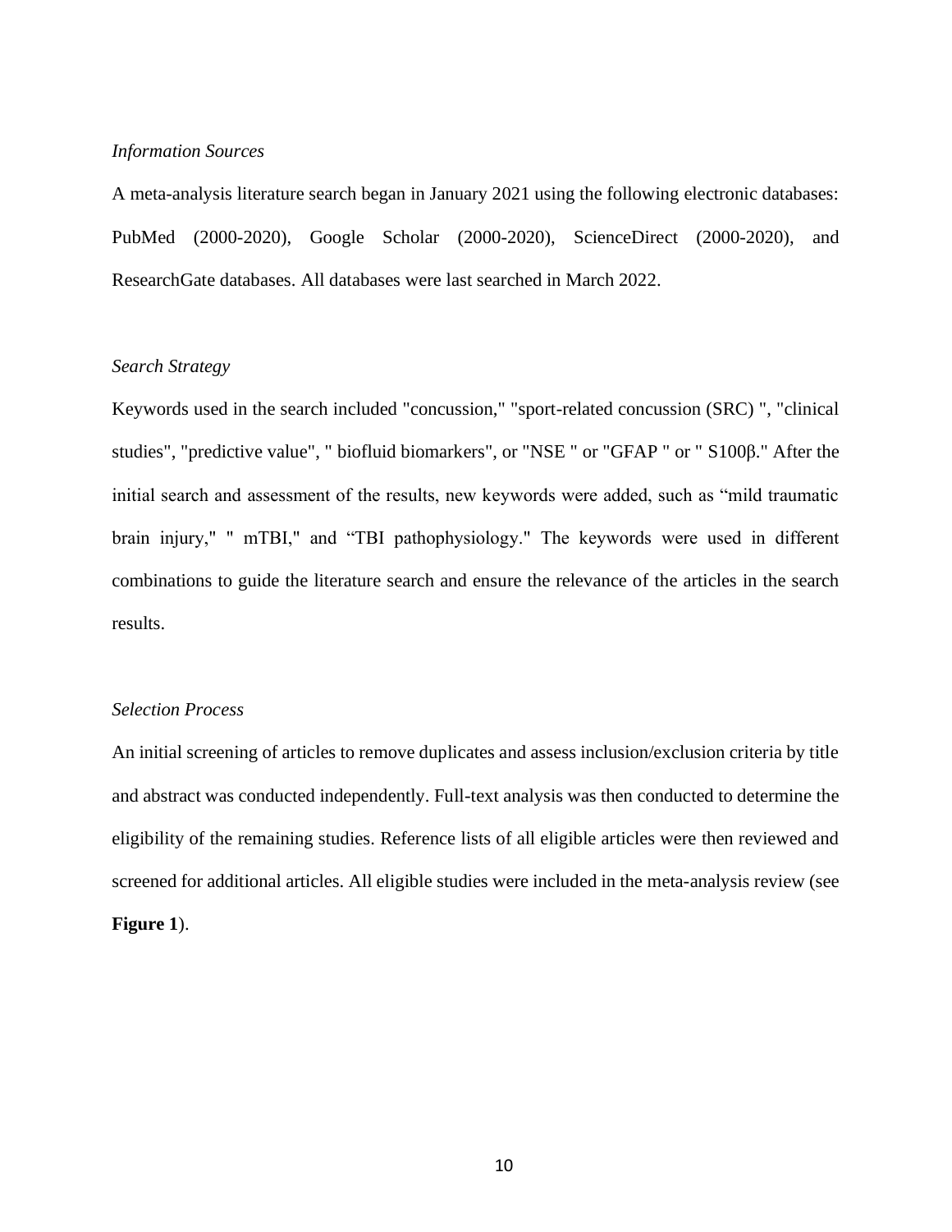*Information Sources*

A meta-analysis literature search began in January 2021 using the following electronic databases: PubMed (2000-2020), Google Scholar (2000-2020), ScienceDirect (2000-2020), and ResearchGate databases. All databases were last searched in March 2022.

*Search Strategy*

Keywords used in the search included "concussion," "sport-related concussion (SRC) ", "clinical studies", "predictive value", " biofluid biomarkers", or "NSE " or "GFAP " or " S100β." After the initial search and assessment of the results, new keywords were added, such as “mild traumatic brain injury," " mTBI," and “TBI pathophysiology." The keywords were used in different combinations to guide the literature search and ensure the relevance of the articles in the search results.

*Selection Process*

An initial screening of articles to remove duplicates and assess inclusion/exclusion criteria by title and abstract was conducted independently. Full-text analysis was then conducted to determine the eligibility of the remaining studies. Reference lists of all eligible articles were then reviewed and screened for additional articles. All eligible studies were included in the meta-analysis review (see **Figure 1**).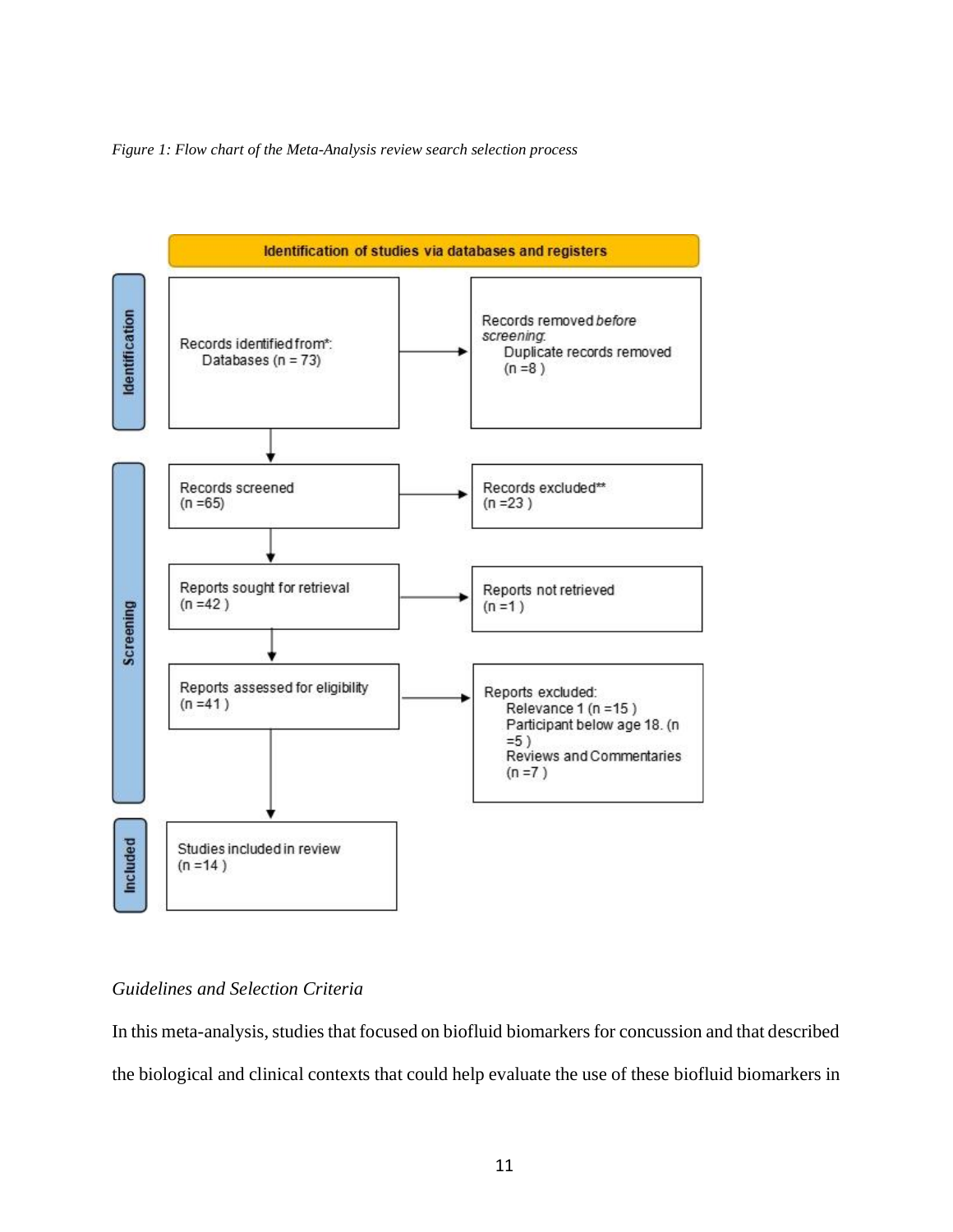*Figure 1: Flow chart of the Meta-Analysis review search selection process*

**Identification of studies via databases and registers**

**Identification**

- Records identified from*: Databases (n = 73)
  - → Records removed *before screening*: Duplicate records removed (n =8 )

**Screening**

- Records screened (n =65)
  - → Records excluded** (n =23 )
- Reports sought for retrieval (n =42 )
  - → Reports not retrieved (n =1 )
- Reports assessed for eligibility (n =41 )
  - → Reports excluded:
    - Relevance 1 (n =15 )
    - Participant below age 18. (n =5 )
    - Reviews and Commentaries (n =7 )

**Included**

- Studies included in review (n =14 )

*Guidelines and Selection Criteria*

In this meta-analysis, studies that focused on biofluid biomarkers for concussion and that described the biological and clinical contexts that could help evaluate the use of these biofluid biomarkers in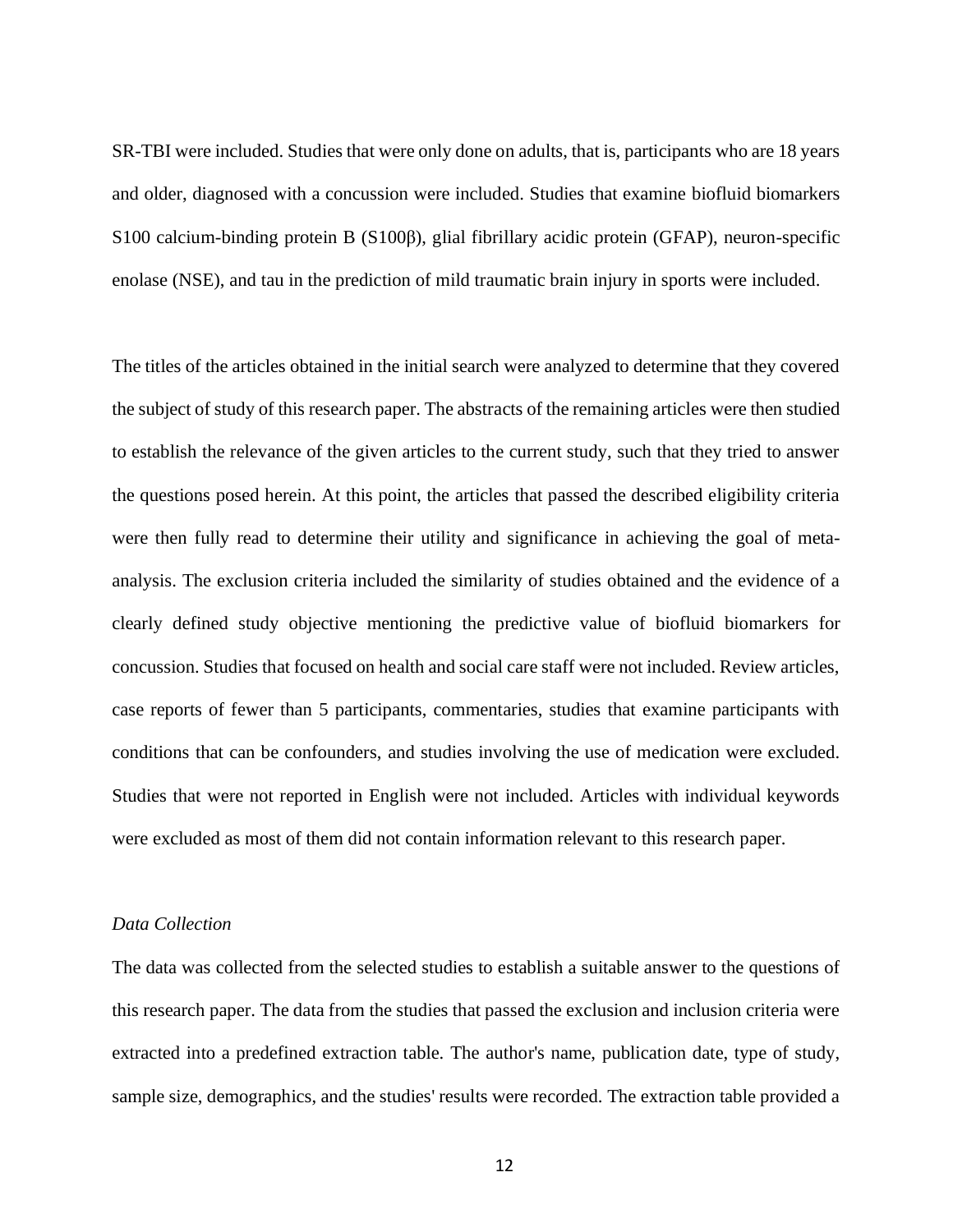SR-TBI were included. Studies that were only done on adults, that is, participants who are 18 years and older, diagnosed with a concussion were included. Studies that examine biofluid biomarkers S100 calcium-binding protein B (S100β), glial fibrillary acidic protein (GFAP), neuron-specific enolase (NSE), and tau in the prediction of mild traumatic brain injury in sports were included.

The titles of the articles obtained in the initial search were analyzed to determine that they covered the subject of study of this research paper. The abstracts of the remaining articles were then studied to establish the relevance of the given articles to the current study, such that they tried to answer the questions posed herein. At this point, the articles that passed the described eligibility criteria were then fully read to determine their utility and significance in achieving the goal of meta-analysis. The exclusion criteria included the similarity of studies obtained and the evidence of a clearly defined study objective mentioning the predictive value of biofluid biomarkers for concussion. Studies that focused on health and social care staff were not included. Review articles, case reports of fewer than 5 participants, commentaries, studies that examine participants with conditions that can be confounders, and studies involving the use of medication were excluded. Studies that were not reported in English were not included. Articles with individual keywords were excluded as most of them did not contain information relevant to this research paper.

*Data Collection*

The data was collected from the selected studies to establish a suitable answer to the questions of this research paper. The data from the studies that passed the exclusion and inclusion criteria were extracted into a predefined extraction table. The author's name, publication date, type of study, sample size, demographics, and the studies' results were recorded. The extraction table provided a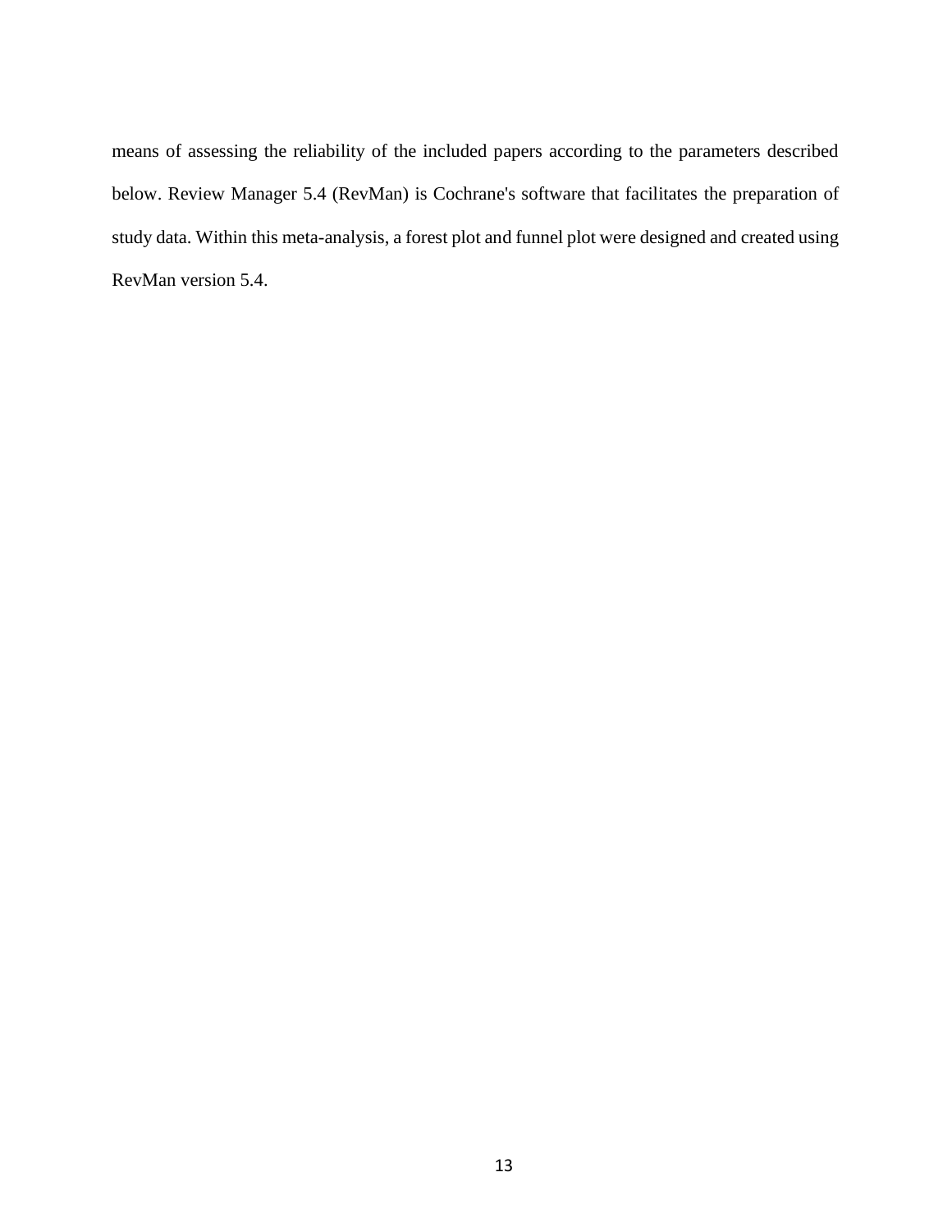means of assessing the reliability of the included papers according to the parameters described below. Review Manager 5.4 (RevMan) is Cochrane's software that facilitates the preparation of study data. Within this meta-analysis, a forest plot and funnel plot were designed and created using RevMan version 5.4.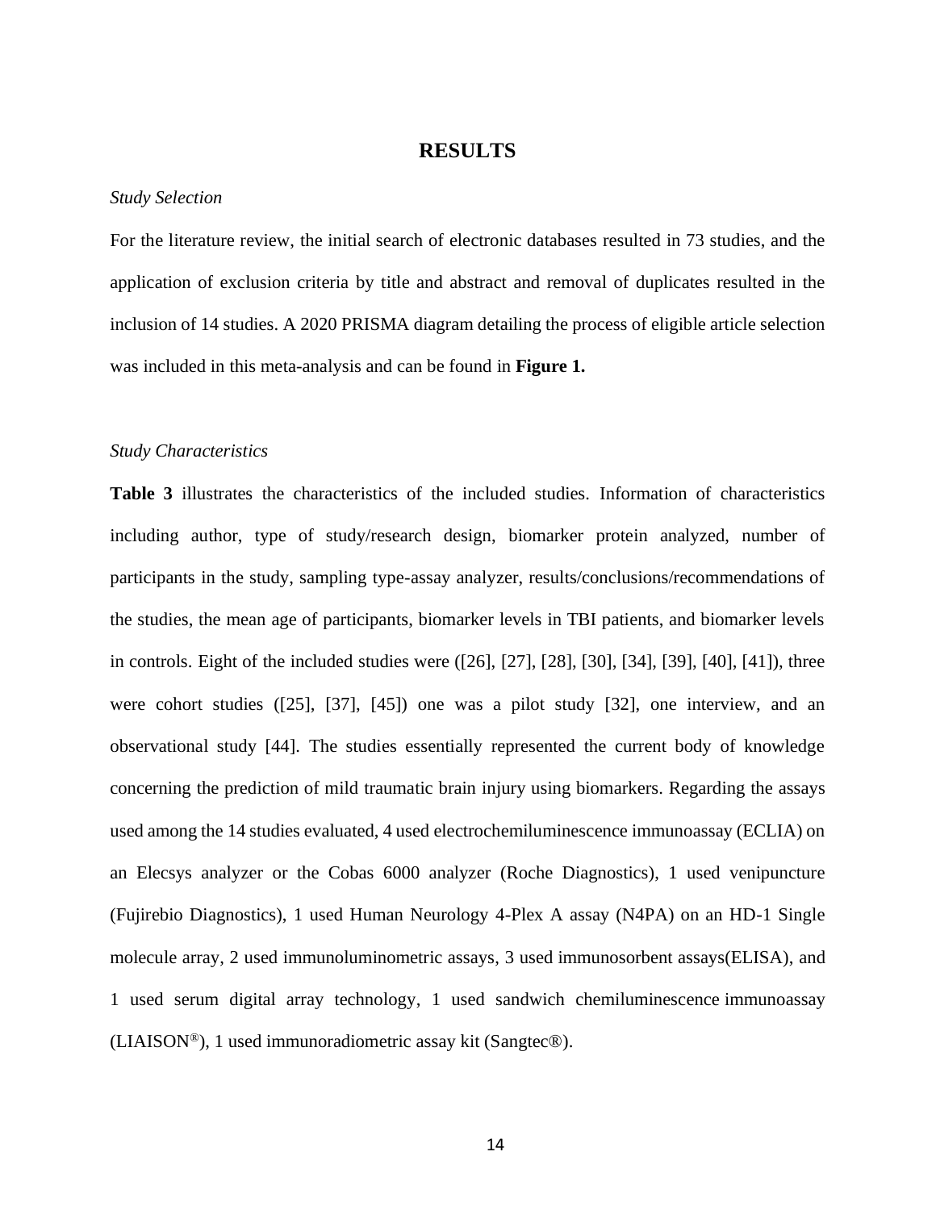# RESULTS

*Study Selection*

For the literature review, the initial search of electronic databases resulted in 73 studies, and the application of exclusion criteria by title and abstract and removal of duplicates resulted in the inclusion of 14 studies. A 2020 PRISMA diagram detailing the process of eligible article selection was included in this meta-analysis and can be found in **Figure 1.**

*Study Characteristics*

**Table 3** illustrates the characteristics of the included studies. Information of characteristics including author, type of study/research design, biomarker protein analyzed, number of participants in the study, sampling type-assay analyzer, results/conclusions/recommendations of the studies, the mean age of participants, biomarker levels in TBI patients, and biomarker levels in controls. Eight of the included studies were ([26], [27], [28], [30], [34], [39], [40], [41]), three were cohort studies ([25], [37], [45]) one was a pilot study [32], one interview, and an observational study [44]. The studies essentially represented the current body of knowledge concerning the prediction of mild traumatic brain injury using biomarkers. Regarding the assays used among the 14 studies evaluated, 4 used electrochemiluminescence immunoassay (ECLIA) on an Elecsys analyzer or the Cobas 6000 analyzer (Roche Diagnostics), 1 used venipuncture (Fujirebio Diagnostics), 1 used Human Neurology 4-Plex A assay (N4PA) on an HD-1 Single molecule array, 2 used immunoluminometric assays, 3 used immunosorbent assays(ELISA), and 1 used serum digital array technology, 1 used sandwich chemiluminescence immunoassay (LIAISON®), 1 used immunoradiometric assay kit (Sangtec®).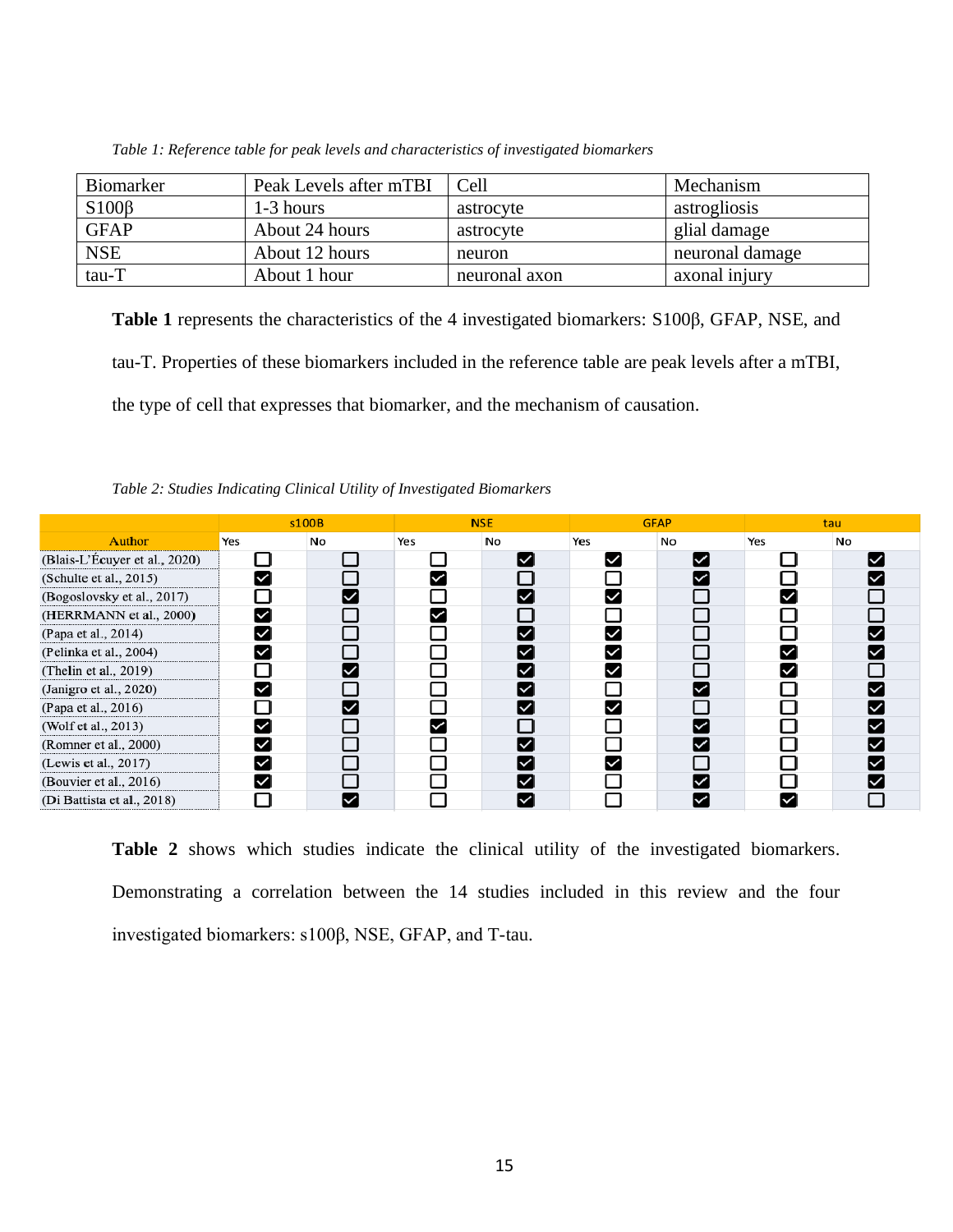*Table 1: Reference table for peak levels and characteristics of investigated biomarkers*

| Biomarker | Peak Levels after mTBI | Cell | Mechanism |
|---|---|---|---|
| S100β | 1-3 hours | astrocyte | astrogliosis |
| GFAP | About 24 hours | astrocyte | glial damage |
| NSE | About 12 hours | neuron | neuronal damage |
| tau-T | About 1 hour | neuronal axon | axonal injury |

**Table 1** represents the characteristics of the 4 investigated biomarkers: S100β, GFAP, NSE, and tau-T. Properties of these biomarkers included in the reference table are peak levels after a mTBI, the type of cell that expresses that biomarker, and the mechanism of causation.

*Table 2: Studies Indicating Clinical Utility of Investigated Biomarkers*

| Author | s100B | | NSE | | GFAP | | tau | |
|---|---|---|---|---|---|---|---|---|
| | Yes | No | Yes | No | Yes | No | Yes | No |
| (Blais-L'Écuyer et al., 2020) | ☐ | ☐ | ☐ | ☑ | ☑ | ☑ | ☐ | ☑ |
| (Schulte et al., 2015) | ☑ | ☐ | ☑ | ☐ | ☐ | ☑ | ☐ | ☑ |
| (Bogoslovsky et al., 2017) | ☐ | ☑ | ☐ | ☑ | ☑ | ☐ | ☑ | ☐ |
| (HERRMANN et al., 2000) | ☑ | ☐ | ☑ | ☐ | ☐ | ☐ | ☐ | ☐ |
| (Papa et al., 2014) | ☑ | ☐ | ☐ | ☑ | ☑ | ☐ | ☐ | ☑ |
| (Pelinka et al., 2004) | ☑ | ☐ | ☐ | ☑ | ☑ | ☐ | ☑ | ☑ |
| (Thelin et al., 2019) | ☐ | ☑ | ☐ | ☑ | ☑ | ☐ | ☑ | ☐ |
| (Janigro et al., 2020) | ☑ | ☐ | ☐ | ☑ | ☐ | ☑ | ☐ | ☑ |
| (Papa et al., 2016) | ☐ | ☑ | ☐ | ☑ | ☑ | ☐ | ☐ | ☑ |
| (Wolf et al., 2013) | ☑ | ☐ | ☑ | ☐ | ☐ | ☑ | ☐ | ☑ |
| (Romner et al., 2000) | ☑ | ☐ | ☐ | ☑ | ☐ | ☑ | ☐ | ☑ |
| (Lewis et al., 2017) | ☑ | ☐ | ☐ | ☑ | ☑ | ☐ | ☐ | ☑ |
| (Bouvier et al., 2016) | ☑ | ☐ | ☐ | ☑ | ☐ | ☑ | ☐ | ☑ |
| (Di Battista et al., 2018) | ☐ | ☑ | ☐ | ☑ | ☐ | ☑ | ☑ | ☐ |

**Table 2** shows which studies indicate the clinical utility of the investigated biomarkers. Demonstrating a correlation between the 14 studies included in this review and the four investigated biomarkers: s100β, NSE, GFAP, and T-tau.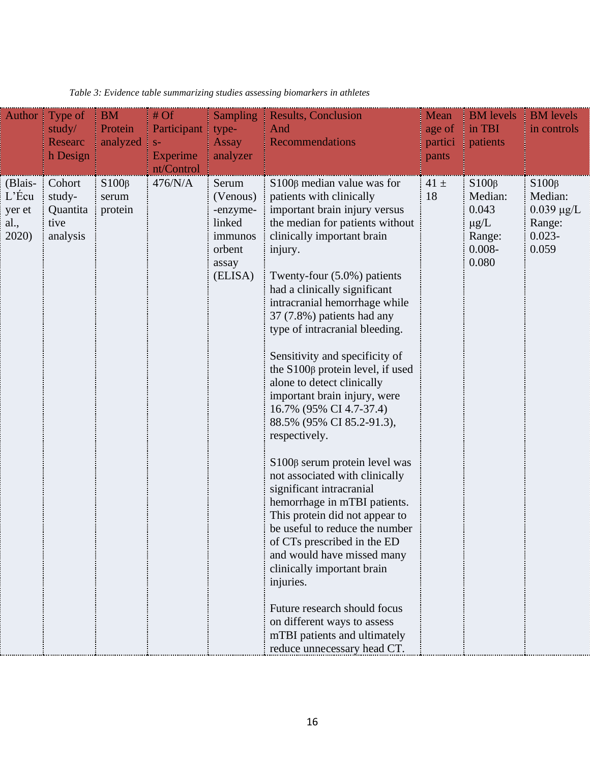*Table 3: Evidence table summarizing studies assessing biomarkers in athletes*

| Author | Type of study/ Research Design | BM Protein analyzed | # Of Participants- Experiment/Control | Sampling type- Assay analyzer | Results, Conclusion And Recommendations | Mean age of participants | BM levels in TBI patients | BM levels in controls |
|---|---|---|---|---|---|---|---|---|
| (Blais-L'Écuyer et al., 2020) | Cohort study- Quantitative analysis | S100β serum protein | 476/N/A | Serum (Venous) -enzyme-linked immunosorbent assay (ELISA) | S100β median value was for patients with clinically important brain injury versus the median for patients without clinically important brain injury.<br><br>Twenty-four (5.0%) patients had a clinically significant intracranial hemorrhage while 37 (7.8%) patients had any type of intracranial bleeding.<br><br>Sensitivity and specificity of the S100β protein level, if used alone to detect clinically important brain injury, were 16.7% (95% CI 4.7-37.4) 88.5% (95% CI 85.2-91.3), respectively.<br><br>S100β serum protein level was not associated with clinically significant intracranial hemorrhage in mTBI patients. This protein did not appear to be useful to reduce the number of CTs prescribed in the ED and would have missed many clinically important brain injuries.<br><br>Future research should focus on different ways to assess mTBI patients and ultimately reduce unnecessary head CT. | 41 ± 18 | S100β Median: 0.043 μg/L Range: 0.008-0.080 | S100β Median: 0.039 μg/L Range: 0.023-0.059 |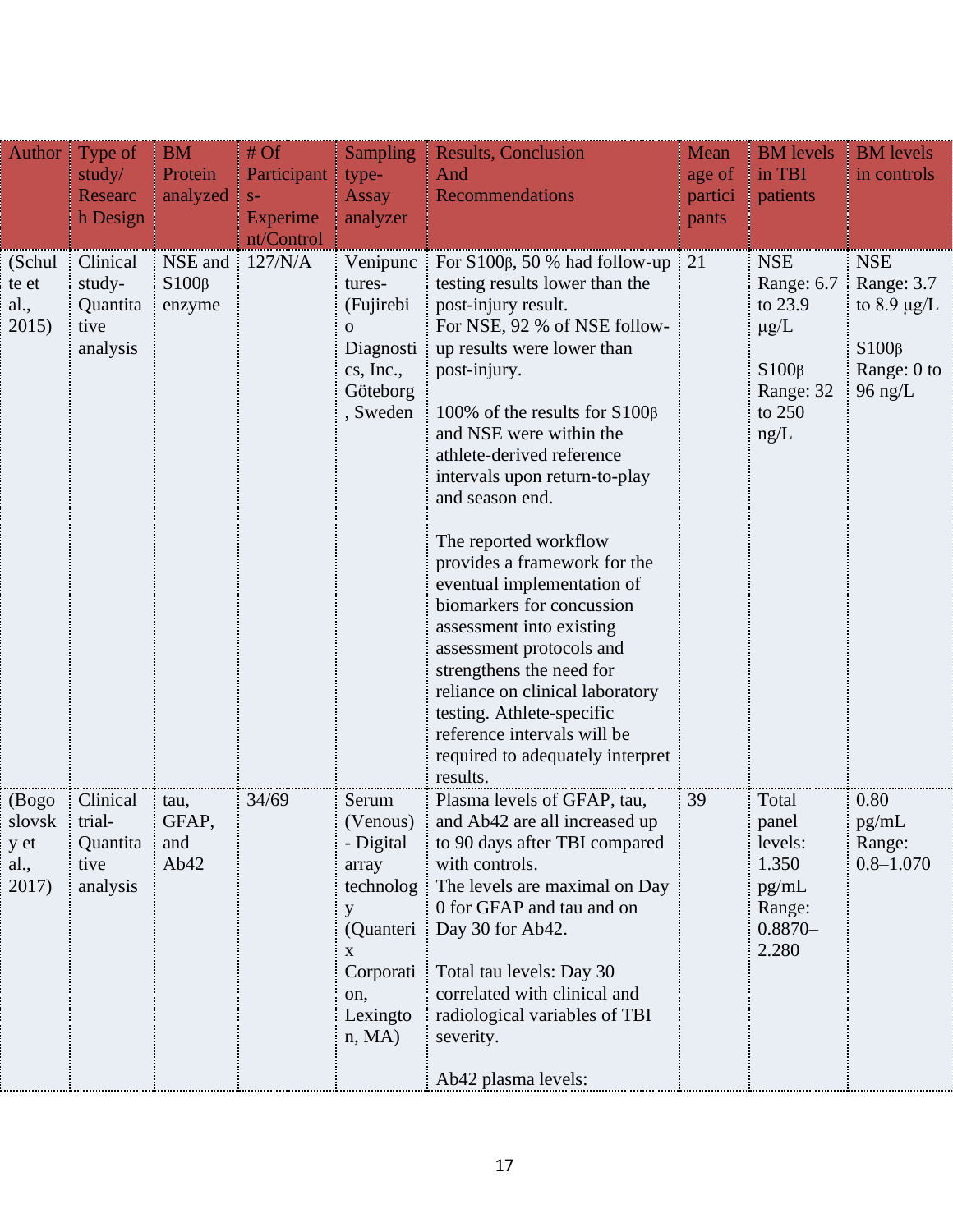| Author | Type of study/ Research Design | BM Protein analyzed | # Of Participants- Experiment/Control | Sampling type- Assay analyzer | Results, Conclusion And Recommendations | Mean age of participants | BM levels in TBI patients | BM levels in controls |
|---|---|---|---|---|---|---|---|---|
| (Schulte et al., 2015) | Clinical study- Quantitative analysis | NSE and S100β enzyme | 127/N/A | Venipunctures- (Fujirebio Diagnostics, Inc., Göteborg, Sweden | For S100β, 50 % had follow-up testing results lower than the post-injury result. For NSE, 92 % of NSE follow-up results were lower than post-injury.<br><br>100% of the results for S100β and NSE were within the athlete-derived reference intervals upon return-to-play and season end.<br><br>The reported workflow provides a framework for the eventual implementation of biomarkers for concussion assessment into existing assessment protocols and strengthens the need for reliance on clinical laboratory testing. Athlete-specific reference intervals will be required to adequately interpret results. | 21 | NSE Range: 6.7 to 23.9 μg/L<br><br>S100β Range: 32 to 250 ng/L | NSE Range: 3.7 to 8.9 μg/L<br><br>S100β Range: 0 to 96 ng/L |
| (Bogoslovsky et al., 2017) | Clinical trial- Quantitative analysis | tau, GFAP, and Ab42 | 34/69 | Serum (Venous) - Digital array technology (Quanterix Corporation, Lexington, MA) | Plasma levels of GFAP, tau, and Ab42 are all increased up to 90 days after TBI compared with controls. The levels are maximal on Day 0 for GFAP and tau and on Day 30 for Ab42.<br><br>Total tau levels: Day 30 correlated with clinical and radiological variables of TBI severity.<br><br>Ab42 plasma levels: | 39 | Total panel levels: 1.350 pg/mL Range: 0.8870–2.280 | 0.80 pg/mL Range: 0.8–1.070 |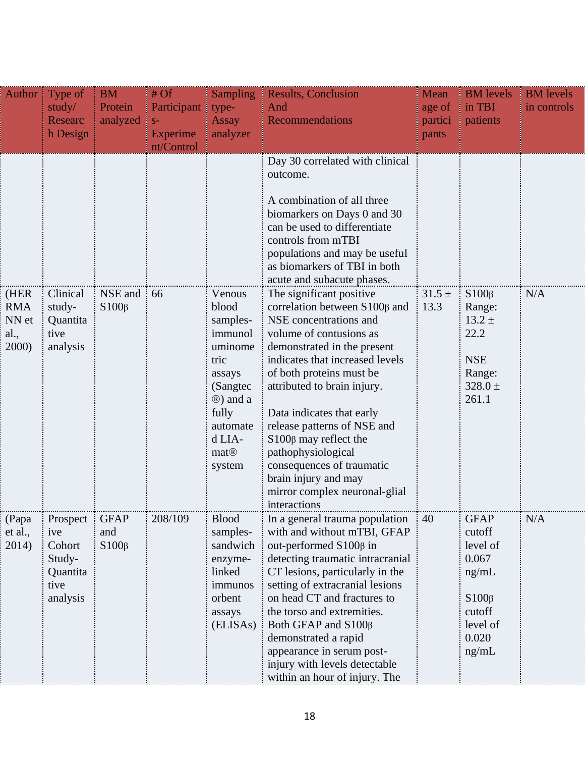| Author | Type of study/ Research Design | BM Protein analyzed | # Of Participants-Experiment/Control | Sampling type-Assay analyzer | Results, Conclusion And Recommendations | Mean age of participants | BM levels in TBI patients | BM levels in controls |
|---|---|---|---|---|---|---|---|---|
| | | | | | Day 30 correlated with clinical outcome.<br><br>A combination of all three biomarkers on Days 0 and 30 can be used to differentiate controls from mTBI populations and may be useful as biomarkers of TBI in both acute and subacute phases. | | | |
| (HERMANN et al., 2000) | Clinical study-Quantitative analysis | NSE and S100β | 66 | Venous blood samples-immunoluminometric assays (Sangtec®) and a fully automated LIA-mat® system | The significant positive correlation between S100β and NSE concentrations and volume of contusions as demonstrated in the present indicates that increased levels of both proteins must be attributed to brain injury.<br><br>Data indicates that early release patterns of NSE and S100β may reflect the pathophysiological consequences of traumatic brain injury and may mirror complex neuronal-glial interactions | 31.5 ± 13.3 | S100β Range: 13.2 ± 22.2<br><br>NSE Range: 328.0 ± 261.1 | N/A |
| (Papa et al., 2014) | Prospective Cohort Study-Quantitative analysis | GFAP and S100β | 208/109 | Blood samples-sandwich enzyme-linked immunosorbent assays (ELISAs) | In a general trauma population with and without mTBI, GFAP out-performed S100β in detecting traumatic intracranial CT lesions, particularly in the setting of extracranial lesions on head CT and fractures to the torso and extremities. Both GFAP and S100β demonstrated a rapid appearance in serum post-injury with levels detectable within an hour of injury. The | 40 | GFAP cutoff level of 0.067 ng/mL<br><br>S100β cutoff level of 0.020 ng/mL | N/A |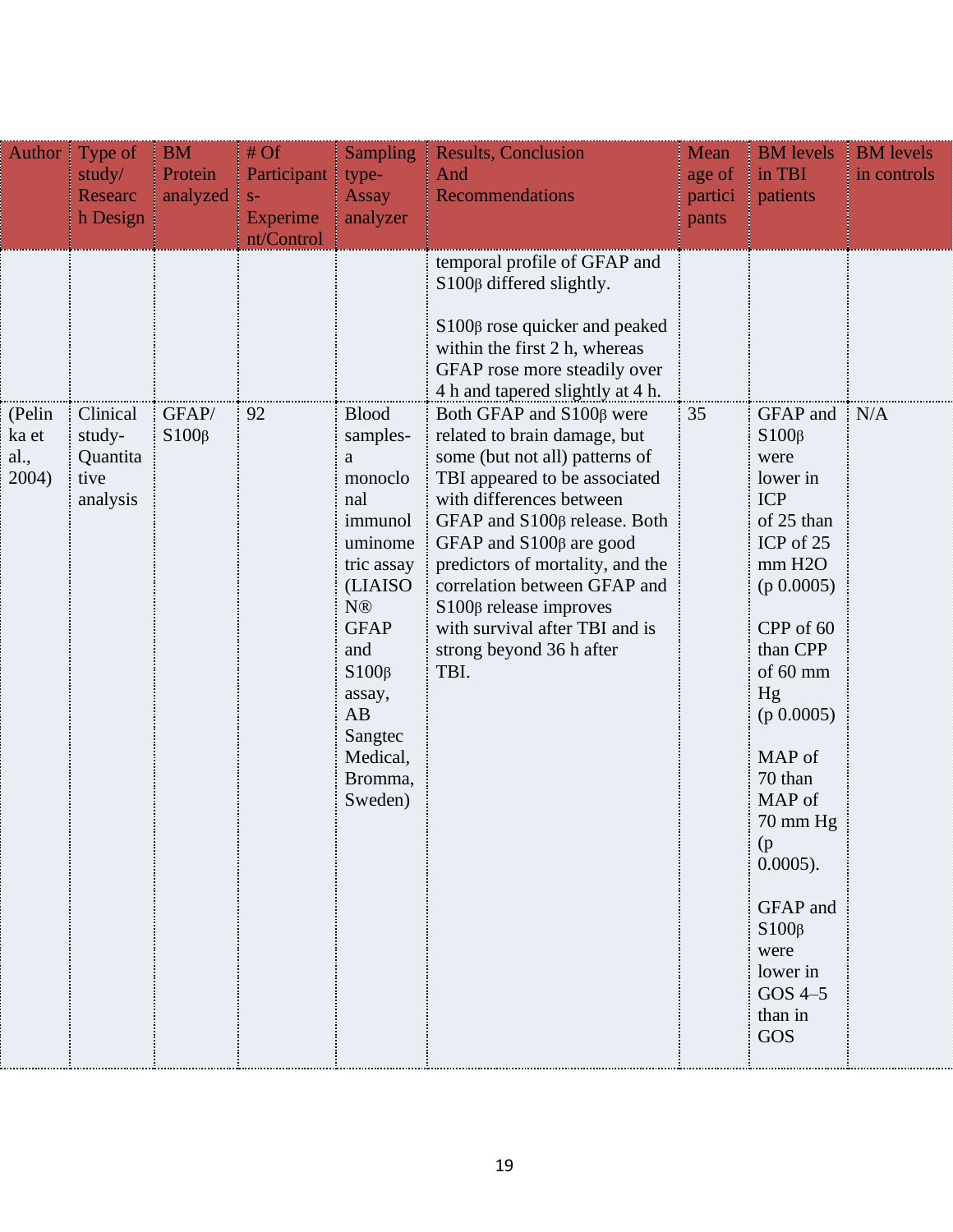| Author | Type of study/ Research Design | BM Protein analyzed | # Of Participants- Experiment/Control | Sampling type- Assay analyzer | Results, Conclusion And Recommendations | Mean age of participants | BM levels in TBI patients | BM levels in controls |
|---|---|---|---|---|---|---|---|---|
| | | | | | temporal profile of GFAP and S100β differed slightly.<br><br>S100β rose quicker and peaked within the first 2 h, whereas GFAP rose more steadily over 4 h and tapered slightly at 4 h. | | | |
| (Pelinka et al., 2004) | Clinical study-Quantitative analysis | GFAP/ S100β | 92 | Blood samples- a monoclonal immunoluminometric assay (LIAISON® GFAP and S100β assay, AB Sangtec Medical, Bromma, Sweden) | Both GFAP and S100β were related to brain damage, but some (but not all) patterns of TBI appeared to be associated with differences between GFAP and S100β release. Both GFAP and S100β are good predictors of mortality, and the correlation between GFAP and S100β release improves with survival after TBI and is strong beyond 36 h after TBI. | 35 | GFAP and S100β were lower in ICP of 25 than ICP of 25 mm H2O (p 0.0005)<br><br>CPP of 60 than CPP of 60 mm Hg (p 0.0005)<br><br>MAP of 70 than MAP of 70 mm Hg (p 0.0005).<br><br>GFAP and S100β were lower in GOS 4–5 than in GOS | N/A |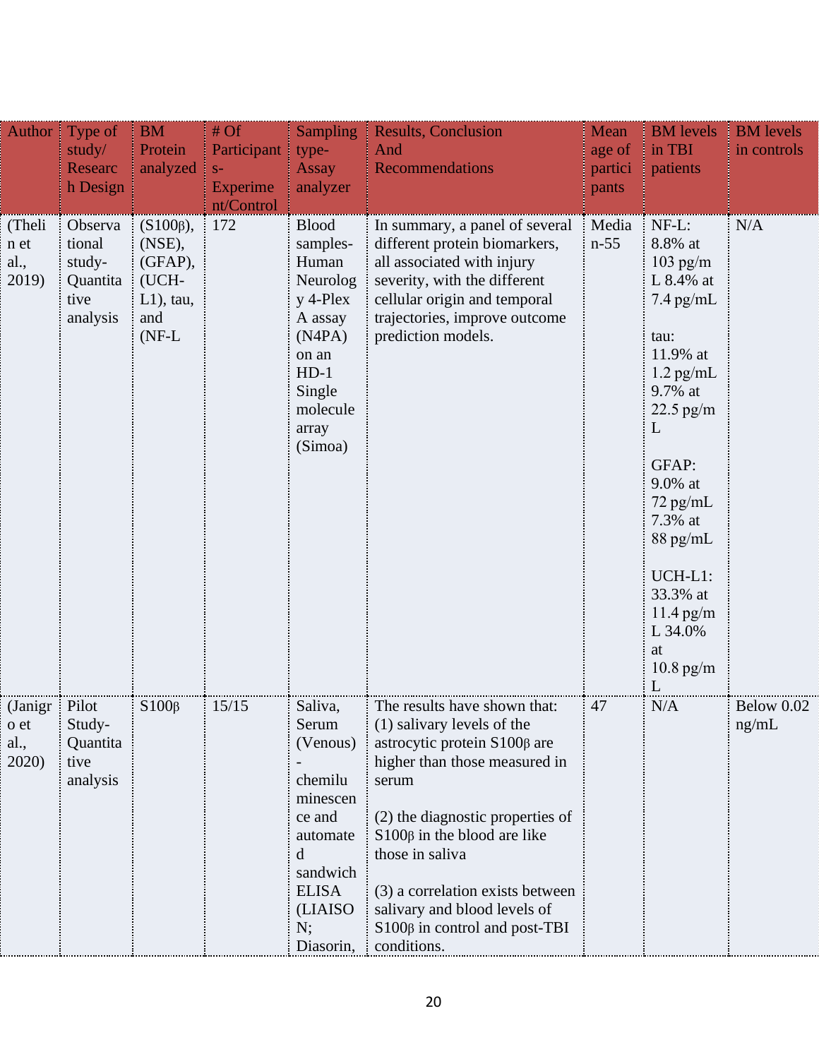| Author | Type of study/ Research Design | BM Protein analyzed | # Of Participants- Experiment/Control | Sampling type- Assay analyzer | Results, Conclusion And Recommendations | Mean age of participants | BM levels in TBI patients | BM levels in controls |
|---|---|---|---|---|---|---|---|---|
| (Thelin et al., 2019) | Observational study- Quantitative analysis | (S100β), (NSE), (GFAP), (UCH-L1), tau, and (NF-L | 172 | Blood samples- Human Neurology 4-Plex A assay (N4PA) on an HD-1 Single molecule array (Simoa) | In summary, a panel of several different protein biomarkers, all associated with injury severity, with the different cellular origin and temporal trajectories, improve outcome prediction models. | Median-55 | NF-L: 8.8% at 103 pg/mL 8.4% at 7.4 pg/mL<br><br>tau: 11.9% at 1.2 pg/mL 9.7% at 22.5 pg/mL<br><br>GFAP: 9.0% at 72 pg/mL 7.3% at 88 pg/mL<br><br>UCH-L1: 33.3% at 11.4 pg/mL 34.0% at 10.8 pg/mL | N/A |
| (Janigro et al., 2020) | Pilot Study- Quantitative analysis | S100β | 15/15 | Saliva, Serum (Venous) - chemiluminescence and automated sandwich ELISA (LIAISON; Diasorin, | The results have shown that: (1) salivary levels of the astrocytic protein S100β are higher than those measured in serum<br><br>(2) the diagnostic properties of S100β in the blood are like those in saliva<br><br>(3) a correlation exists between salivary and blood levels of S100β in control and post-TBI conditions. | 47 | N/A | Below 0.02 ng/mL |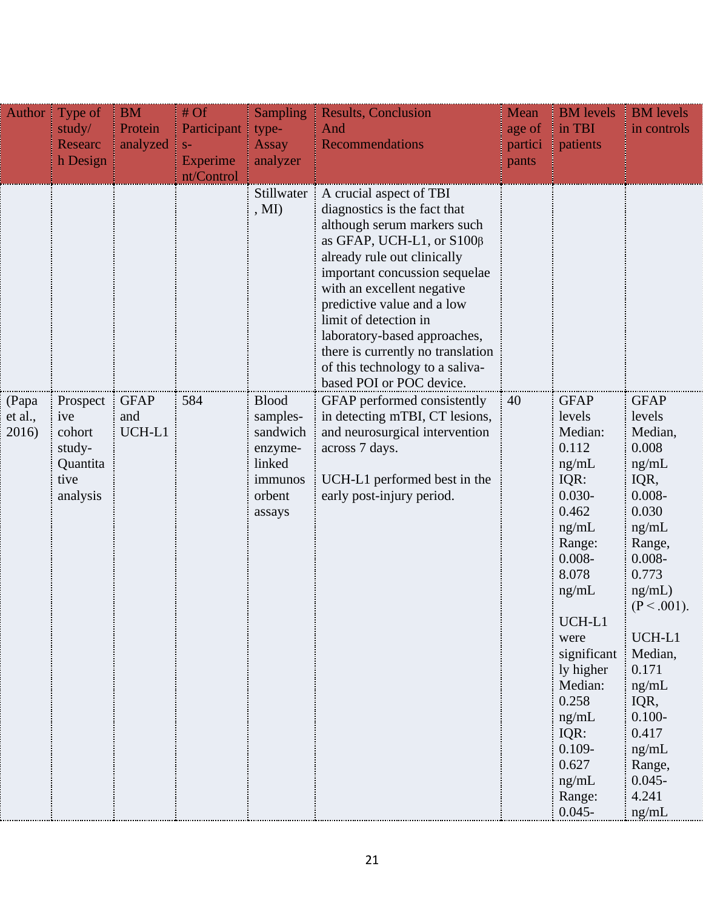| Author | Type of study/ Research Design | BM Protein analyzed | # Of Participants-Experiment/Control | Sampling type-Assay analyzer | Results, Conclusion And Recommendations | Mean age of participants | BM levels in TBI patients | BM levels in controls |
|---|---|---|---|---|---|---|---|---|
| | | | | Stillwater, MI) | A crucial aspect of TBI diagnostics is the fact that although serum markers such as GFAP, UCH-L1, or S100β already rule out clinically important concussion sequelae with an excellent negative predictive value and a low limit of detection in laboratory-based approaches, there is currently no translation of this technology to a saliva-based POI or POC device. | | | |
| (Papa et al., 2016) | Prospective cohort study-Quantitative analysis | GFAP and UCH-L1 | 584 | Blood samples-sandwich enzyme-linked immunosorbent assays | GFAP performed consistently in detecting mTBI, CT lesions, and neurosurgical intervention across 7 days.<br><br>UCH-L1 performed best in the early post-injury period. | 40 | GFAP levels Median: 0.112 ng/mL IQR: 0.030-0.462 ng/mL Range: 0.008-8.078 ng/mL<br><br>UCH-L1 were significantly higher Median: 0.258 ng/mL IQR: 0.109-0.627 ng/mL Range: 0.045- | GFAP levels Median, 0.008 ng/mL IQR, 0.008-0.030 ng/mL Range, 0.008-0.773 ng/mL) ($P < .001$).<br><br>UCH-L1 Median, 0.171 ng/mL IQR, 0.100-0.417 ng/mL Range, 0.045-4.241 ng/mL |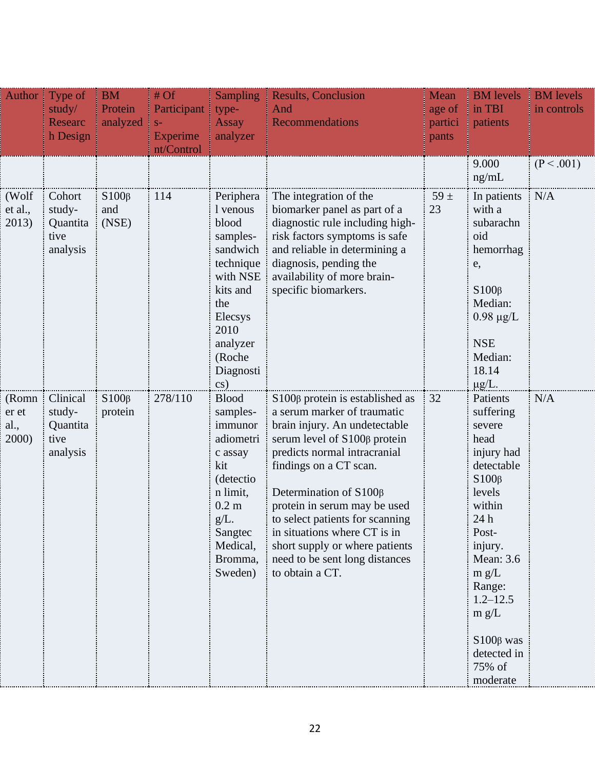| Author | Type of study/ Research Design | BM Protein analyzed | # Of Participants-Experiment/Control | Sampling type-Assay analyzer | Results, Conclusion And Recommendations | Mean age of participants | BM levels in TBI patients | BM levels in controls |
|---|---|---|---|---|---|---|---|---|
| | | | | | | | 9.000 ng/mL | ($P < .001$) |
| (Wolf et al., 2013) | Cohort study-Quantitative analysis | S100β and (NSE) | 114 | Peripheral venous blood samples-sandwich technique with NSE kits and the Elecsys 2010 analyzer (Roche Diagnostics) | The integration of the biomarker panel as part of a diagnostic rule including high-risk factors symptoms is safe and reliable in determining a diagnosis, pending the availability of more brain-specific biomarkers. | 59 ± 23 | In patients with a subarachnoid hemorrhage,<br><br>S100β Median: 0.98 μg/L<br><br>NSE Median: 18.14 μg/L. | N/A |
| (Romner et al., 2000) | Clinical study-Quantitative analysis | S100β protein | 278/110 | Blood samples-immunoradiometric assay kit (detection limit, 0.2 m g/L. Sangtec Medical, Bromma, Sweden) | S100β protein is established as a serum marker of traumatic brain injury. An undetectable serum level of S100β protein predicts normal intracranial findings on a CT scan.<br><br>Determination of S100β protein in serum may be used to select patients for scanning in situations where CT is in short supply or where patients need to be sent long distances to obtain a CT. | 32 | Patients suffering severe head injury had detectable S100β levels within 24 h Post-injury. Mean: 3.6 m g/L Range: 1.2–12.5 m g/L<br><br>S100β was detected in 75% of moderate | N/A |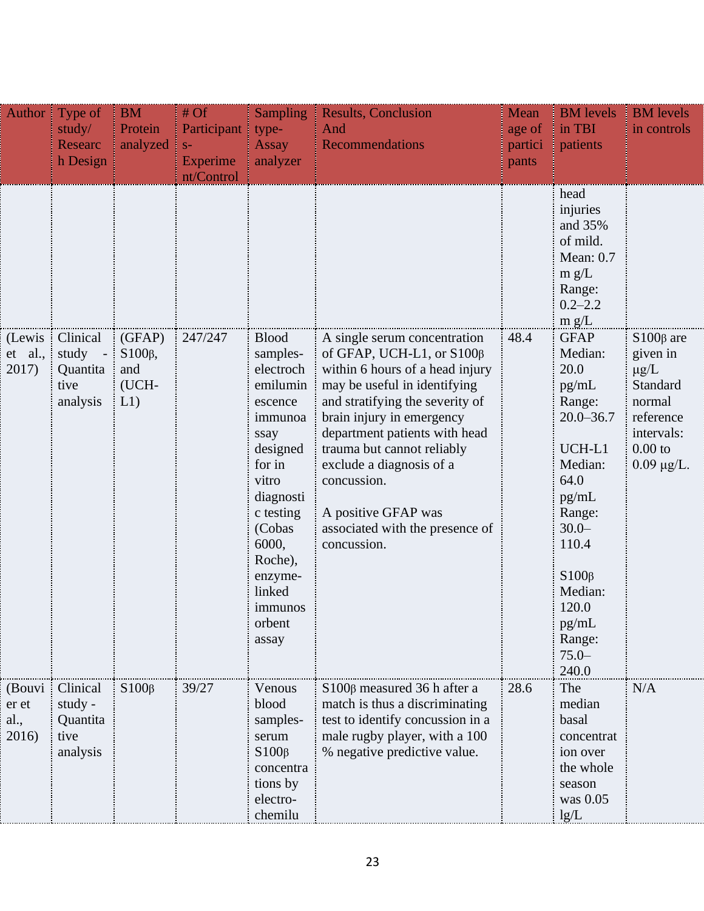| Author | Type of study/ Research Design | BM Protein analyzed | # Of Participants-Experiment/Control | Sampling type-Assay analyzer | Results, Conclusion And Recommendations | Mean age of participants | BM levels in TBI patients | BM levels in controls |
|---|---|---|---|---|---|---|---|---|
| | | | | | | | head injuries and 35% of mild. Mean: 0.7 m g/L Range: 0.2–2.2 m g/L | |
| (Lewis et al., 2017) | Clinical study - Quantitative analysis | (GFAP) S100β, and (UCH-L1) | 247/247 | Blood samples-electrochemiluminescence immunoassay designed for in vitro diagnostic testing (Cobas 6000, Roche), enzyme-linked immunosorbent assay | A single serum concentration of GFAP, UCH-L1, or S100β within 6 hours of a head injury may be useful in identifying and stratifying the severity of brain injury in emergency department patients with head trauma but cannot reliably exclude a diagnosis of a concussion. A positive GFAP was associated with the presence of concussion. | 48.4 | GFAP Median: 20.0 pg/mL Range: 20.0–36.7 UCH-L1 Median: 64.0 pg/mL Range: 30.0–110.4 S100β Median: 120.0 pg/mL Range: 75.0–240.0 | S100β are given in μg/L Standard normal reference intervals: 0.00 to 0.09 μg/L. |
| (Bouvier et al., 2016) | Clinical study - Quantitative analysis | S100β | 39/27 | Venous blood samples-serum S100β concentrations by electro-chemilu | S100β measured 36 h after a match is thus a discriminating test to identify concussion in a male rugby player, with a 100 % negative predictive value. | 28.6 | The median basal concentration over the whole season was 0.05 lg/L | N/A |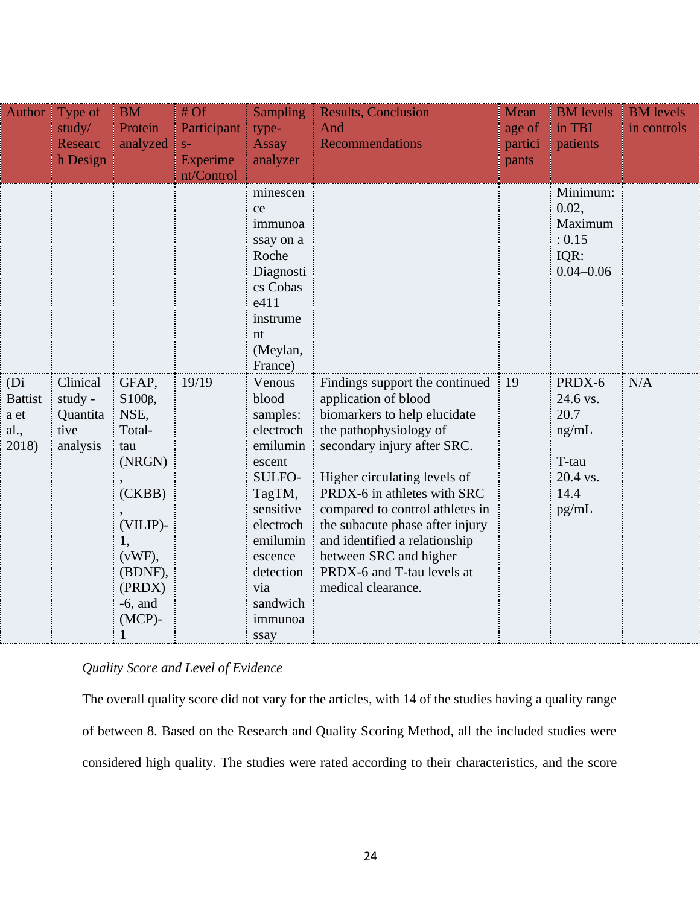| Author | Type of study/ Research Design | BM Protein analyzed | # Of Participants- Experiment/Control | Sampling type- Assay analyzer | Results, Conclusion And Recommendations | Mean age of participants | BM levels in TBI patients | BM levels in controls |
|---|---|---|---|---|---|---|---|---|
| | | | | minescence immunoassay on a Roche Diagnostics Cobas e411 instrument (Meylan, France) | | | Minimum: 0.02, Maximum: 0.15 IQR: 0.04–0.06 | |
| (Di Battista et al., 2018) | Clinical study - Quantitative analysis | GFAP, S100β, NSE, Total-tau (NRGN), (CKBB), (VILIP)-1, (vWF), (BDNF), (PRDX)-6, and (MCP)-1 | 19/19 | Venous blood samples: electrochemiluminescent SULFO-TagTM, sensitive electrochemiluminescence detection via sandwich immunoassay | Findings support the continued application of blood biomarkers to help elucidate the pathophysiology of secondary injury after SRC.<br><br>Higher circulating levels of PRDX-6 in athletes with SRC compared to control athletes in the subacute phase after injury and identified a relationship between SRC and higher PRDX-6 and T-tau levels at medical clearance. | 19 | PRDX-6 24.6 vs. 20.7 ng/mL<br><br>T-tau 20.4 vs. 14.4 pg/mL | N/A |

*Quality Score and Level of Evidence*

The overall quality score did not vary for the articles, with 14 of the studies having a quality range of between 8. Based on the Research and Quality Scoring Method, all the included studies were considered high quality. The studies were rated according to their characteristics, and the score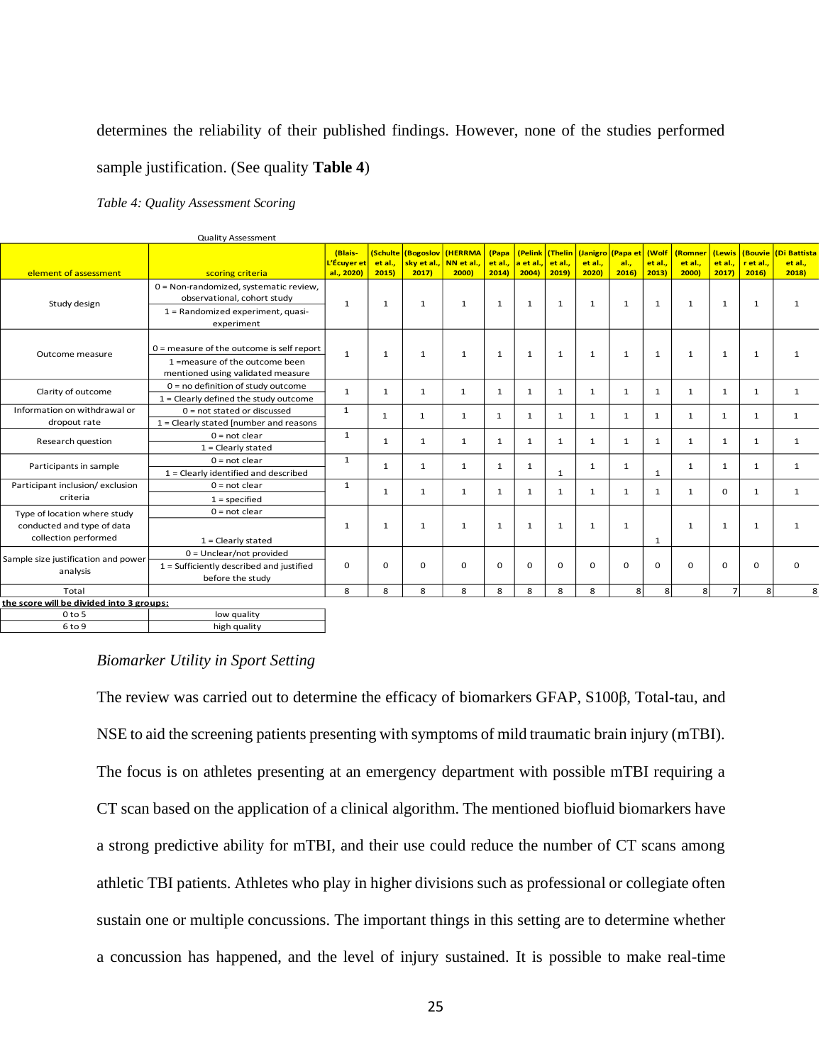determines the reliability of their published findings. However, none of the studies performed sample justification. (See quality **Table 4**)

*Table 4: Quality Assessment Scoring*

Quality Assessment

| element of assessment | scoring criteria | (Blais-L'Écuyer et al., 2020) | (Schulte et al., 2015) | (Bogoslovsky et al., 2017) | (HERRMANN et al., 2000) | (Papa et al., 2014) | (Pelinka et al., 2004) | (Thelin et al., 2019) | (Janigro et al., 2020) | (Papa et al., 2016) | (Wolf et al., 2013) | (Romner et al., 2000) | (Lewis et al., 2017) | (Bouvier et al., 2016) | (Di Battista et al., 2018) |
|---|---|---|---|---|---|---|---|---|---|---|---|---|---|---|---|
| Study design | 0 = Non-randomized, systematic review, observational, cohort study<br>1 = Randomized experiment, quasi-experiment | 1 | 1 | 1 | 1 | 1 | 1 | 1 | 1 | 1 | 1 | 1 | 1 | 1 | 1 |
| Outcome measure | 0 = measure of the outcome is self report<br>1 =measure of the outcome been mentioned using validated measure | 1 | 1 | 1 | 1 | 1 | 1 | 1 | 1 | 1 | 1 | 1 | 1 | 1 | 1 |
| Clarity of outcome | 0 = no definition of study outcome<br>1 = Clearly defined the study outcome | 1 | 1 | 1 | 1 | 1 | 1 | 1 | 1 | 1 | 1 | 1 | 1 | 1 | 1 |
| Information on withdrawal or dropout rate | 0 = not stated or discussed<br>1 = Clearly stated [number and reasons | 1 | 1 | 1 | 1 | 1 | 1 | 1 | 1 | 1 | 1 | 1 | 1 | 1 | 1 |
| Research question | 0 = not clear<br>1 = Clearly stated | 1 | 1 | 1 | 1 | 1 | 1 | 1 | 1 | 1 | 1 | 1 | 1 | 1 | 1 |
| Participants in sample | 0 = not clear<br>1 = Clearly identified and described | 1 | 1 | 1 | 1 | 1 | 1 | 1 | 1 | 1 | 1 | 1 | 1 | 1 | 1 |
| Participant inclusion/ exclusion criteria | 0 = not clear<br>1 = specified | 1 | 1 | 1 | 1 | 1 | 1 | 1 | 1 | 1 | 1 | 1 | 0 | 1 | 1 |
| Type of location where study conducted and type of data collection performed | 0 = not clear<br>1 = Clearly stated | 1 | 1 | 1 | 1 | 1 | 1 | 1 | 1 | 1 | 1 | 1 | 1 | 1 | 1 |
| Sample size justification and power analysis | 0 = Unclear/not provided<br>1 = Sufficiently described and justified before the study | 0 | 0 | 0 | 0 | 0 | 0 | 0 | 0 | 0 | 0 | 0 | 0 | 0 | 0 |
| Total | | 8 | 8 | 8 | 8 | 8 | 8 | 8 | 8 | 8 | 8 | 8 | 7 | 8 | 8 |

**the score will be divided into 3 groups:**

| | |
|---|---|
| 0 to 5 | low quality |
| 6 to 9 | high quality |

*Biomarker Utility in Sport Setting*

The review was carried out to determine the efficacy of biomarkers GFAP, S100β, Total-tau, and NSE to aid the screening patients presenting with symptoms of mild traumatic brain injury (mTBI). The focus is on athletes presenting at an emergency department with possible mTBI requiring a CT scan based on the application of a clinical algorithm. The mentioned biofluid biomarkers have a strong predictive ability for mTBI, and their use could reduce the number of CT scans among athletic TBI patients. Athletes who play in higher divisions such as professional or collegiate often sustain one or multiple concussions. The important things in this setting are to determine whether a concussion has happened, and the level of injury sustained. It is possible to make real-time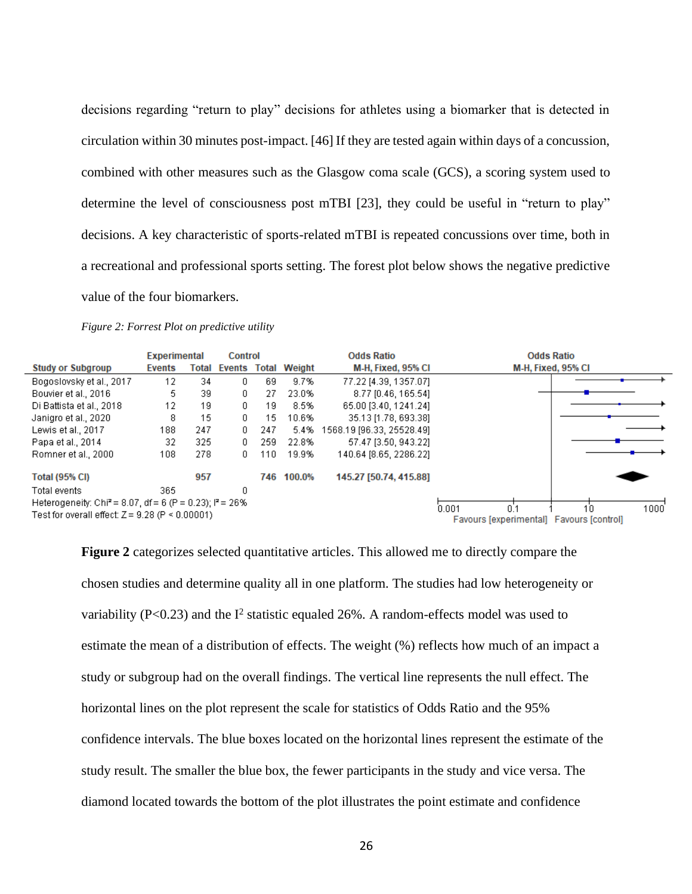decisions regarding "return to play" decisions for athletes using a biomarker that is detected in circulation within 30 minutes post-impact. [46] If they are tested again within days of a concussion, combined with other measures such as the Glasgow coma scale (GCS), a scoring system used to determine the level of consciousness post mTBI [23], they could be useful in "return to play" decisions. A key characteristic of sports-related mTBI is repeated concussions over time, both in a recreational and professional sports setting. The forest plot below shows the negative predictive value of the four biomarkers.

*Figure 2: Forrest Plot on predictive utility*

| Study or Subgroup | Experimental Events | Experimental Total | Control Events | Control Total | Weight | Odds Ratio M-H, Fixed, 95% CI |
|---|---|---|---|---|---|---|
| Bogoslovsky et al., 2017 | 12 | 34 | 0 | 69 | 9.7% | 77.22 [4.39, 1357.07] |
| Bouvier et al., 2016 | 5 | 39 | 0 | 27 | 23.0% | 8.77 [0.46, 165.54] |
| Di Battista et al., 2018 | 12 | 19 | 0 | 19 | 8.5% | 65.00 [3.40, 1241.24] |
| Janigro et al., 2020 | 8 | 15 | 0 | 15 | 10.6% | 35.13 [1.78, 693.38] |
| Lewis et al., 2017 | 188 | 247 | 0 | 247 | 5.4% | 1568.19 [96.33, 25528.49] |
| Papa et al., 2014 | 32 | 325 | 0 | 259 | 22.8% | 57.47 [3.50, 943.22] |
| Romner et al., 2000 | 108 | 278 | 0 | 110 | 19.9% | 140.64 [8.65, 2286.22] |
| **Total (95% CI)** | | **957** | | **746** | **100.0%** | **145.27 [50.74, 415.88]** |
| Total events | 365 | | 0 | | | |

Heterogeneity: $Chi^2 = 8.07$, $df = 6$ ($P = 0.23$); $I^2 = 26\%$
Test for overall effect: $Z = 9.28$ ($P < 0.00001$)

Odds Ratio M-H, Fixed, 95% CI — axis: 0.001, 0.1, 1, 10, 1000; Favours [experimental] Favours [control]

**Figure 2** categorizes selected quantitative articles. This allowed me to directly compare the chosen studies and determine quality all in one platform. The studies had low heterogeneity or variability (P<0.23) and the $I^2$ statistic equaled 26%. A random-effects model was used to estimate the mean of a distribution of effects. The weight (%) reflects how much of an impact a study or subgroup had on the overall findings. The vertical line represents the null effect. The horizontal lines on the plot represent the scale for statistics of Odds Ratio and the 95% confidence intervals. The blue boxes located on the horizontal lines represent the estimate of the study result. The smaller the blue box, the fewer participants in the study and vice versa. The diamond located towards the bottom of the plot illustrates the point estimate and confidence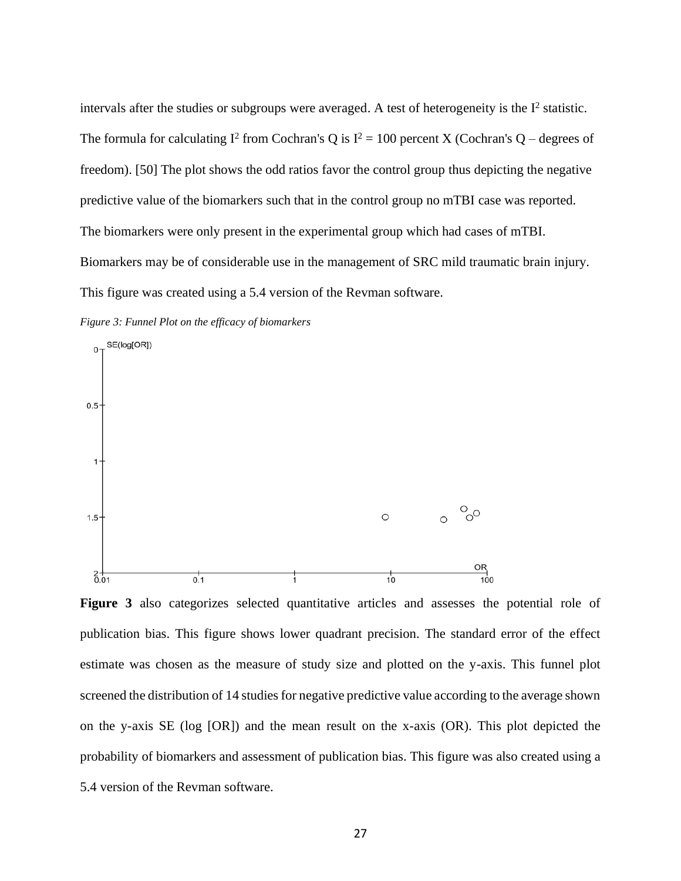intervals after the studies or subgroups were averaged. A test of heterogeneity is the $I^2$ statistic. The formula for calculating $I^2$ from Cochran's Q is $I^2$ = 100 percent X (Cochran's Q – degrees of freedom). [50] The plot shows the odd ratios favor the control group thus depicting the negative predictive value of the biomarkers such that in the control group no mTBI case was reported. The biomarkers were only present in the experimental group which had cases of mTBI. Biomarkers may be of considerable use in the management of SRC mild traumatic brain injury. This figure was created using a 5.4 version of the Revman software.

*Figure 3: Funnel Plot on the efficacy of biomarkers*

**Figure 3** also categorizes selected quantitative articles and assesses the potential role of publication bias. This figure shows lower quadrant precision. The standard error of the effect estimate was chosen as the measure of study size and plotted on the y-axis. This funnel plot screened the distribution of 14 studies for negative predictive value according to the average shown on the y-axis SE (log [OR]) and the mean result on the x-axis (OR). This plot depicted the probability of biomarkers and assessment of publication bias. This figure was also created using a 5.4 version of the Revman software.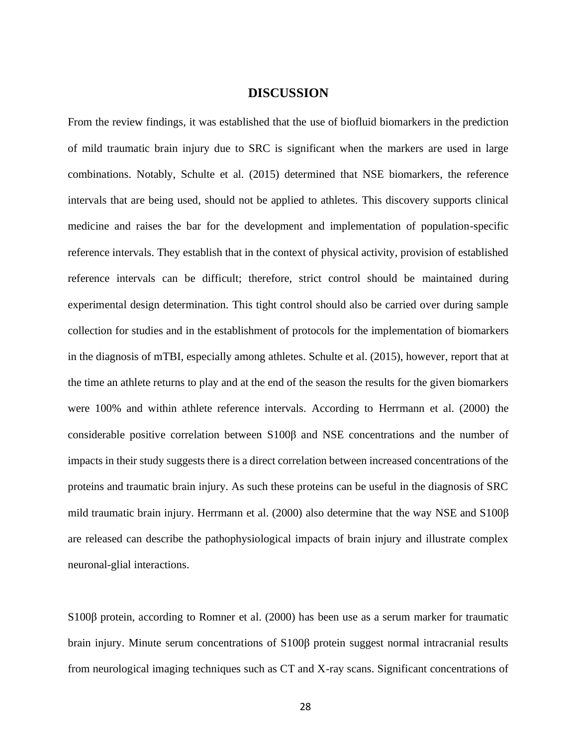# DISCUSSION

From the review findings, it was established that the use of biofluid biomarkers in the prediction of mild traumatic brain injury due to SRC is significant when the markers are used in large combinations. Notably, Schulte et al. (2015) determined that NSE biomarkers, the reference intervals that are being used, should not be applied to athletes. This discovery supports clinical medicine and raises the bar for the development and implementation of population-specific reference intervals. They establish that in the context of physical activity, provision of established reference intervals can be difficult; therefore, strict control should be maintained during experimental design determination. This tight control should also be carried over during sample collection for studies and in the establishment of protocols for the implementation of biomarkers in the diagnosis of mTBI, especially among athletes. Schulte et al. (2015), however, report that at the time an athlete returns to play and at the end of the season the results for the given biomarkers were 100% and within athlete reference intervals. According to Herrmann et al. (2000) the considerable positive correlation between S100β and NSE concentrations and the number of impacts in their study suggests there is a direct correlation between increased concentrations of the proteins and traumatic brain injury. As such these proteins can be useful in the diagnosis of SRC mild traumatic brain injury. Herrmann et al. (2000) also determine that the way NSE and S100β are released can describe the pathophysiological impacts of brain injury and illustrate complex neuronal-glial interactions.

S100β protein, according to Romner et al. (2000) has been use as a serum marker for traumatic brain injury. Minute serum concentrations of S100β protein suggest normal intracranial results from neurological imaging techniques such as CT and X-ray scans. Significant concentrations of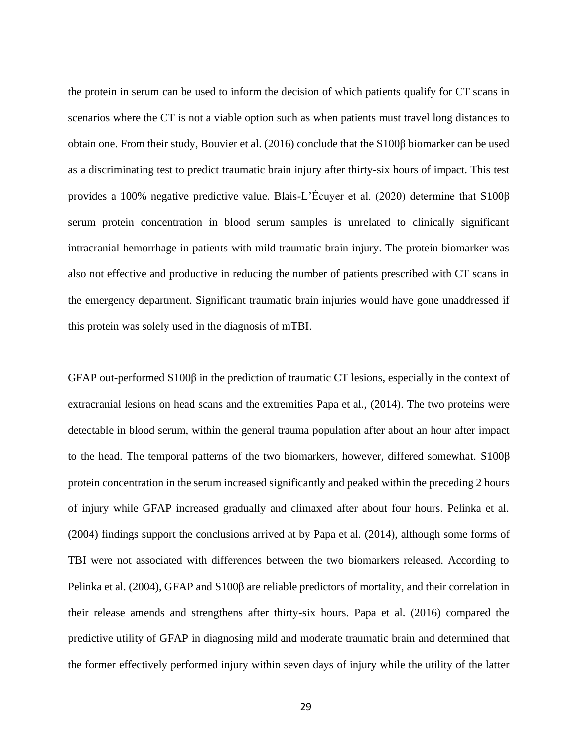the protein in serum can be used to inform the decision of which patients qualify for CT scans in scenarios where the CT is not a viable option such as when patients must travel long distances to obtain one. From their study, Bouvier et al. (2016) conclude that the S100β biomarker can be used as a discriminating test to predict traumatic brain injury after thirty-six hours of impact. This test provides a 100% negative predictive value. Blais-L'Écuyer et al. (2020) determine that S100β serum protein concentration in blood serum samples is unrelated to clinically significant intracranial hemorrhage in patients with mild traumatic brain injury. The protein biomarker was also not effective and productive in reducing the number of patients prescribed with CT scans in the emergency department. Significant traumatic brain injuries would have gone unaddressed if this protein was solely used in the diagnosis of mTBI.

GFAP out-performed S100β in the prediction of traumatic CT lesions, especially in the context of extracranial lesions on head scans and the extremities Papa et al., (2014). The two proteins were detectable in blood serum, within the general trauma population after about an hour after impact to the head. The temporal patterns of the two biomarkers, however, differed somewhat. S100β protein concentration in the serum increased significantly and peaked within the preceding 2 hours of injury while GFAP increased gradually and climaxed after about four hours. Pelinka et al. (2004) findings support the conclusions arrived at by Papa et al. (2014), although some forms of TBI were not associated with differences between the two biomarkers released. According to Pelinka et al. (2004), GFAP and S100β are reliable predictors of mortality, and their correlation in their release amends and strengthens after thirty-six hours. Papa et al. (2016) compared the predictive utility of GFAP in diagnosing mild and moderate traumatic brain and determined that the former effectively performed injury within seven days of injury while the utility of the latter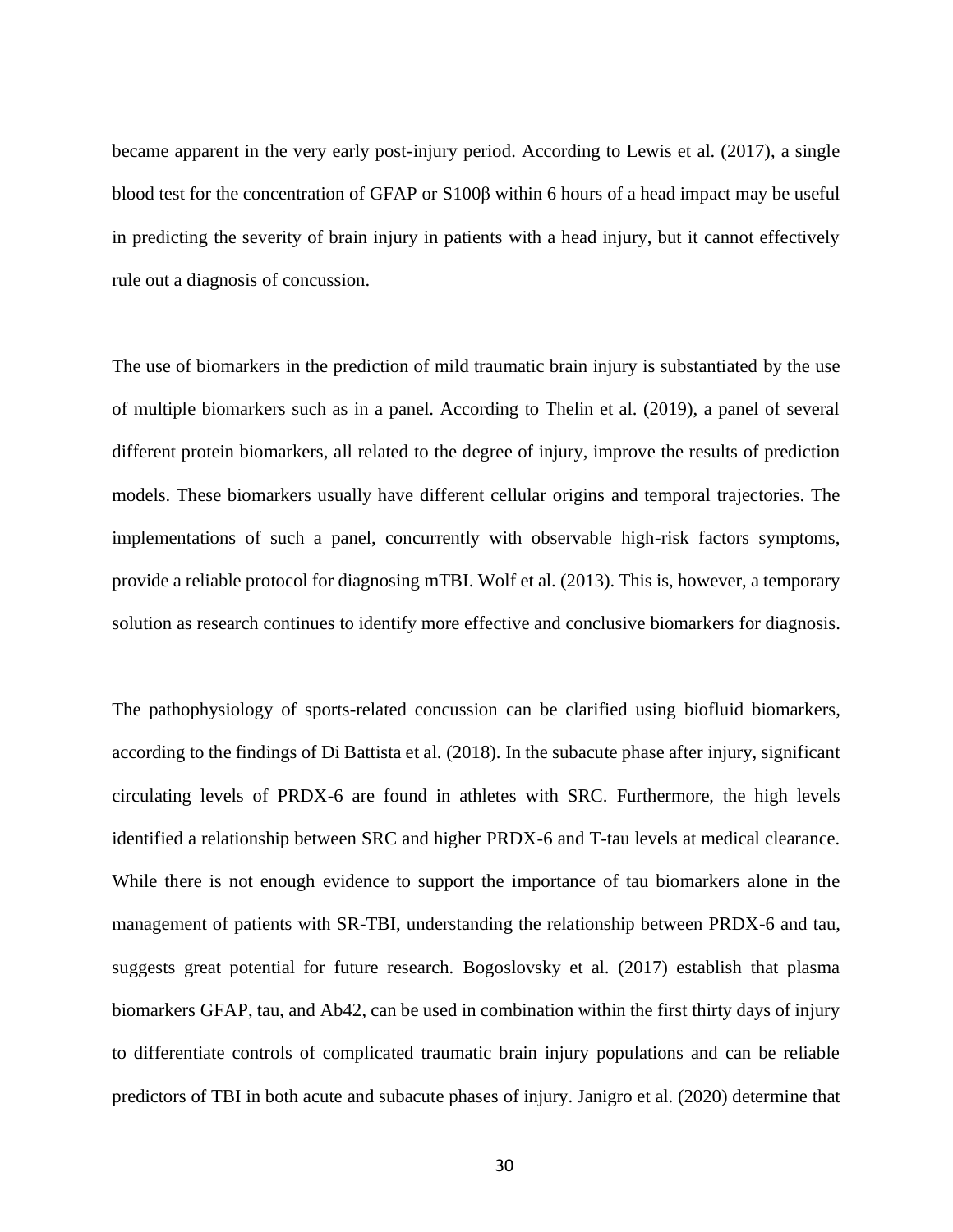became apparent in the very early post-injury period. According to Lewis et al. (2017), a single blood test for the concentration of GFAP or S100β within 6 hours of a head impact may be useful in predicting the severity of brain injury in patients with a head injury, but it cannot effectively rule out a diagnosis of concussion.

The use of biomarkers in the prediction of mild traumatic brain injury is substantiated by the use of multiple biomarkers such as in a panel. According to Thelin et al. (2019), a panel of several different protein biomarkers, all related to the degree of injury, improve the results of prediction models. These biomarkers usually have different cellular origins and temporal trajectories. The implementations of such a panel, concurrently with observable high-risk factors symptoms, provide a reliable protocol for diagnosing mTBI. Wolf et al. (2013). This is, however, a temporary solution as research continues to identify more effective and conclusive biomarkers for diagnosis.

The pathophysiology of sports-related concussion can be clarified using biofluid biomarkers, according to the findings of Di Battista et al. (2018). In the subacute phase after injury, significant circulating levels of PRDX-6 are found in athletes with SRC. Furthermore, the high levels identified a relationship between SRC and higher PRDX-6 and T-tau levels at medical clearance. While there is not enough evidence to support the importance of tau biomarkers alone in the management of patients with SR-TBI, understanding the relationship between PRDX-6 and tau, suggests great potential for future research. Bogoslovsky et al. (2017) establish that plasma biomarkers GFAP, tau, and Ab42, can be used in combination within the first thirty days of injury to differentiate controls of complicated traumatic brain injury populations and can be reliable predictors of TBI in both acute and subacute phases of injury. Janigro et al. (2020) determine that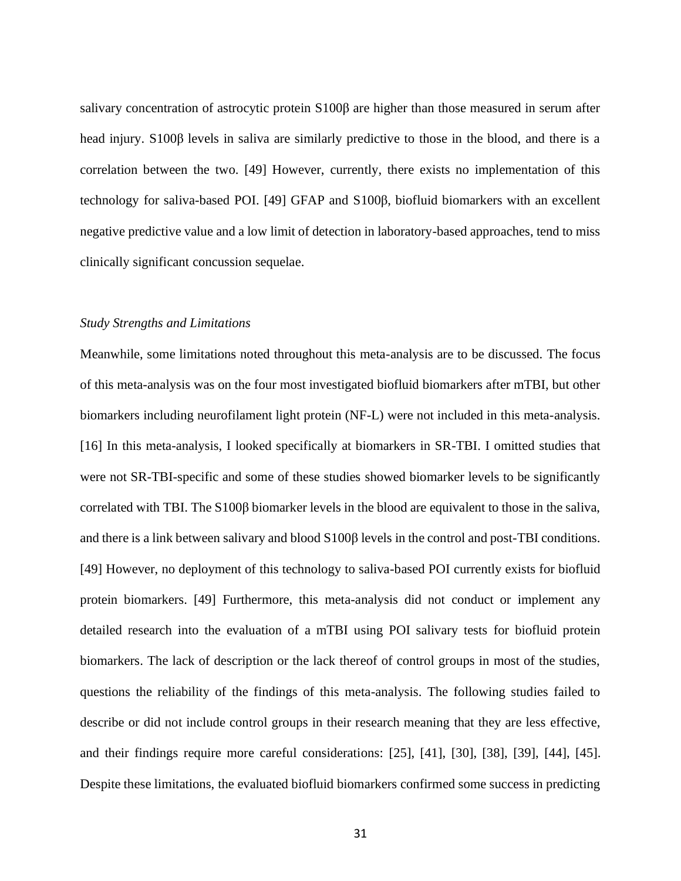salivary concentration of astrocytic protein S100β are higher than those measured in serum after head injury. S100β levels in saliva are similarly predictive to those in the blood, and there is a correlation between the two. [49] However, currently, there exists no implementation of this technology for saliva-based POI. [49] GFAP and S100β, biofluid biomarkers with an excellent negative predictive value and a low limit of detection in laboratory-based approaches, tend to miss clinically significant concussion sequelae.

*Study Strengths and Limitations*

Meanwhile, some limitations noted throughout this meta-analysis are to be discussed. The focus of this meta-analysis was on the four most investigated biofluid biomarkers after mTBI, but other biomarkers including neurofilament light protein (NF-L) were not included in this meta-analysis. [16] In this meta-analysis, I looked specifically at biomarkers in SR-TBI. I omitted studies that were not SR-TBI-specific and some of these studies showed biomarker levels to be significantly correlated with TBI. The S100β biomarker levels in the blood are equivalent to those in the saliva, and there is a link between salivary and blood S100β levels in the control and post-TBI conditions. [49] However, no deployment of this technology to saliva-based POI currently exists for biofluid protein biomarkers. [49] Furthermore, this meta-analysis did not conduct or implement any detailed research into the evaluation of a mTBI using POI salivary tests for biofluid protein biomarkers. The lack of description or the lack thereof of control groups in most of the studies, questions the reliability of the findings of this meta-analysis. The following studies failed to describe or did not include control groups in their research meaning that they are less effective, and their findings require more careful considerations: [25], [41], [30], [38], [39], [44], [45]. Despite these limitations, the evaluated biofluid biomarkers confirmed some success in predicting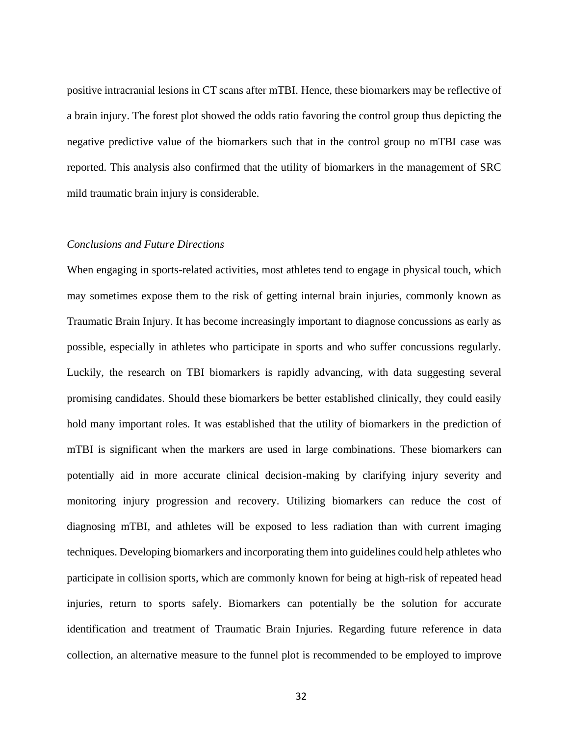positive intracranial lesions in CT scans after mTBI. Hence, these biomarkers may be reflective of a brain injury. The forest plot showed the odds ratio favoring the control group thus depicting the negative predictive value of the biomarkers such that in the control group no mTBI case was reported. This analysis also confirmed that the utility of biomarkers in the management of SRC mild traumatic brain injury is considerable.

*Conclusions and Future Directions*

When engaging in sports-related activities, most athletes tend to engage in physical touch, which may sometimes expose them to the risk of getting internal brain injuries, commonly known as Traumatic Brain Injury. It has become increasingly important to diagnose concussions as early as possible, especially in athletes who participate in sports and who suffer concussions regularly. Luckily, the research on TBI biomarkers is rapidly advancing, with data suggesting several promising candidates. Should these biomarkers be better established clinically, they could easily hold many important roles. It was established that the utility of biomarkers in the prediction of mTBI is significant when the markers are used in large combinations. These biomarkers can potentially aid in more accurate clinical decision-making by clarifying injury severity and monitoring injury progression and recovery. Utilizing biomarkers can reduce the cost of diagnosing mTBI, and athletes will be exposed to less radiation than with current imaging techniques. Developing biomarkers and incorporating them into guidelines could help athletes who participate in collision sports, which are commonly known for being at high-risk of repeated head injuries, return to sports safely. Biomarkers can potentially be the solution for accurate identification and treatment of Traumatic Brain Injuries. Regarding future reference in data collection, an alternative measure to the funnel plot is recommended to be employed to improve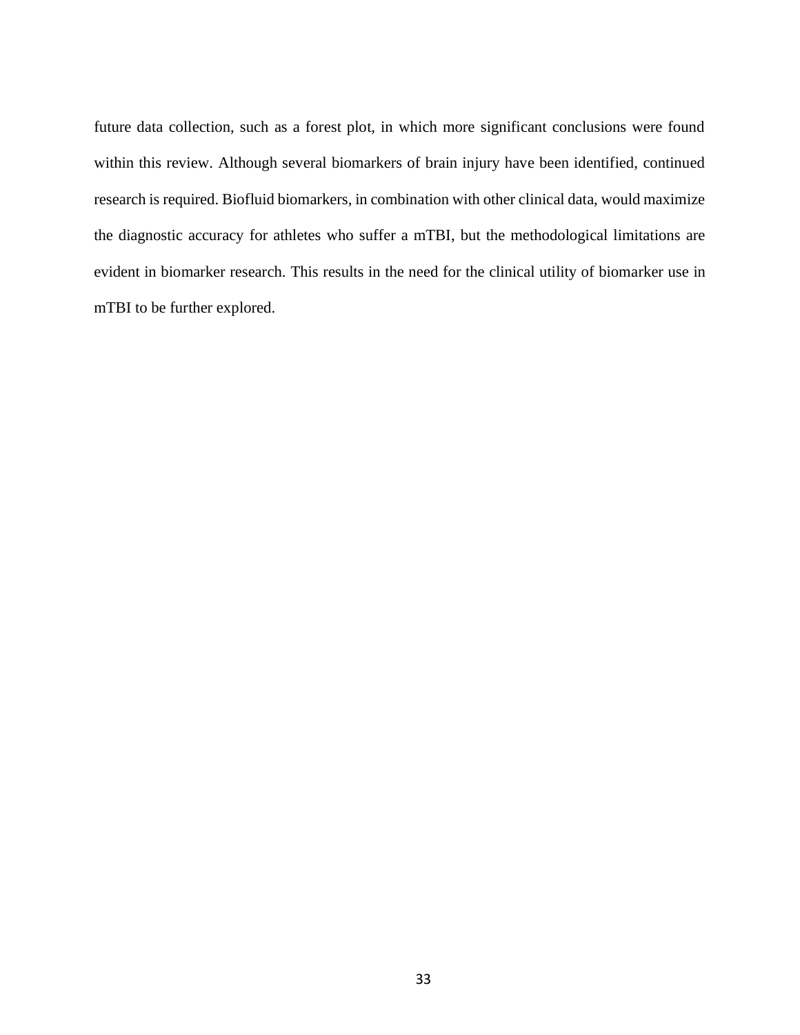future data collection, such as a forest plot, in which more significant conclusions were found within this review. Although several biomarkers of brain injury have been identified, continued research is required. Biofluid biomarkers, in combination with other clinical data, would maximize the diagnostic accuracy for athletes who suffer a mTBI, but the methodological limitations are evident in biomarker research. This results in the need for the clinical utility of biomarker use in mTBI to be further explored.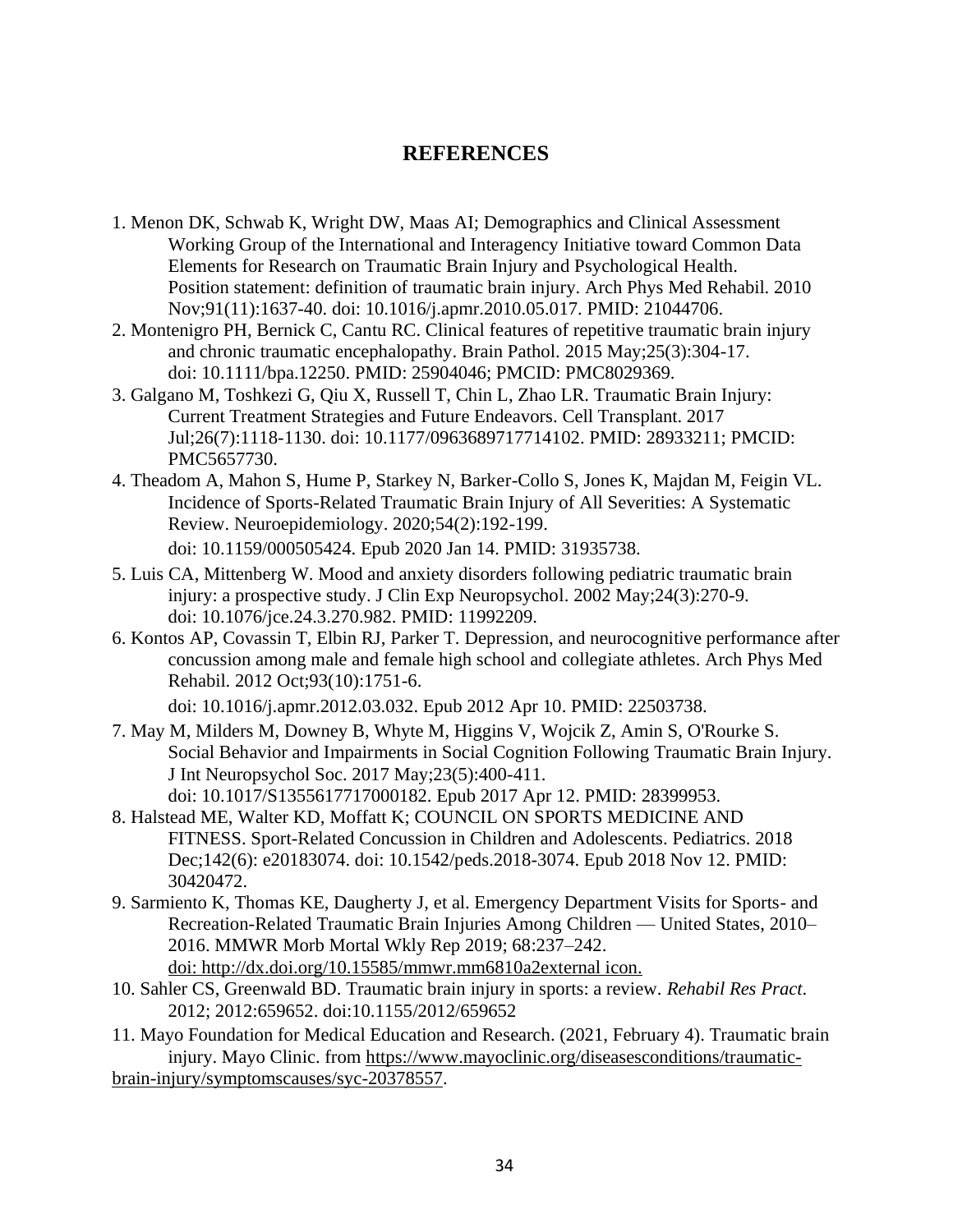## REFERENCES

1. Menon DK, Schwab K, Wright DW, Maas AI; Demographics and Clinical Assessment Working Group of the International and Interagency Initiative toward Common Data Elements for Research on Traumatic Brain Injury and Psychological Health. Position statement: definition of traumatic brain injury. Arch Phys Med Rehabil. 2010 Nov;91(11):1637-40. doi: 10.1016/j.apmr.2010.05.017. PMID: 21044706.
2. Montenigro PH, Bernick C, Cantu RC. Clinical features of repetitive traumatic brain injury and chronic traumatic encephalopathy. Brain Pathol. 2015 May;25(3):304-17. doi: 10.1111/bpa.12250. PMID: 25904046; PMCID: PMC8029369.
3. Galgano M, Toshkezi G, Qiu X, Russell T, Chin L, Zhao LR. Traumatic Brain Injury: Current Treatment Strategies and Future Endeavors. Cell Transplant. 2017 Jul;26(7):1118-1130. doi: 10.1177/0963689717714102. PMID: 28933211; PMCID: PMC5657730.
4. Theadom A, Mahon S, Hume P, Starkey N, Barker-Collo S, Jones K, Majdan M, Feigin VL. Incidence of Sports-Related Traumatic Brain Injury of All Severities: A Systematic Review. Neuroepidemiology. 2020;54(2):192-199. doi: 10.1159/000505424. Epub 2020 Jan 14. PMID: 31935738.
5. Luis CA, Mittenberg W. Mood and anxiety disorders following pediatric traumatic brain injury: a prospective study. J Clin Exp Neuropsychol. 2002 May;24(3):270-9. doi: 10.1076/jce.24.3.270.982. PMID: 11992209.
6. Kontos AP, Covassin T, Elbin RJ, Parker T. Depression, and neurocognitive performance after concussion among male and female high school and collegiate athletes. Arch Phys Med Rehabil. 2012 Oct;93(10):1751-6. doi: 10.1016/j.apmr.2012.03.032. Epub 2012 Apr 10. PMID: 22503738.
7. May M, Milders M, Downey B, Whyte M, Higgins V, Wojcik Z, Amin S, O'Rourke S. Social Behavior and Impairments in Social Cognition Following Traumatic Brain Injury. J Int Neuropsychol Soc. 2017 May;23(5):400-411. doi: 10.1017/S1355617717000182. Epub 2017 Apr 12. PMID: 28399953.
8. Halstead ME, Walter KD, Moffatt K; COUNCIL ON SPORTS MEDICINE AND FITNESS. Sport-Related Concussion in Children and Adolescents. Pediatrics. 2018 Dec;142(6): e20183074. doi: 10.1542/peds.2018-3074. Epub 2018 Nov 12. PMID: 30420472.
9. Sarmiento K, Thomas KE, Daugherty J, et al. Emergency Department Visits for Sports- and Recreation-Related Traumatic Brain Injuries Among Children — United States, 2010–2016. MMWR Morb Mortal Wkly Rep 2019; 68:237–242. doi: http://dx.doi.org/10.15585/mmwr.mm6810a2external icon.
10. Sahler CS, Greenwald BD. Traumatic brain injury in sports: a review. *Rehabil Res Pract*. 2012; 2012:659652. doi:10.1155/2012/659652
11. Mayo Foundation for Medical Education and Research. (2021, February 4). Traumatic brain injury. Mayo Clinic. from https://www.mayoclinic.org/diseasesconditions/traumatic-brain-injury/symptomscauses/syc-20378557.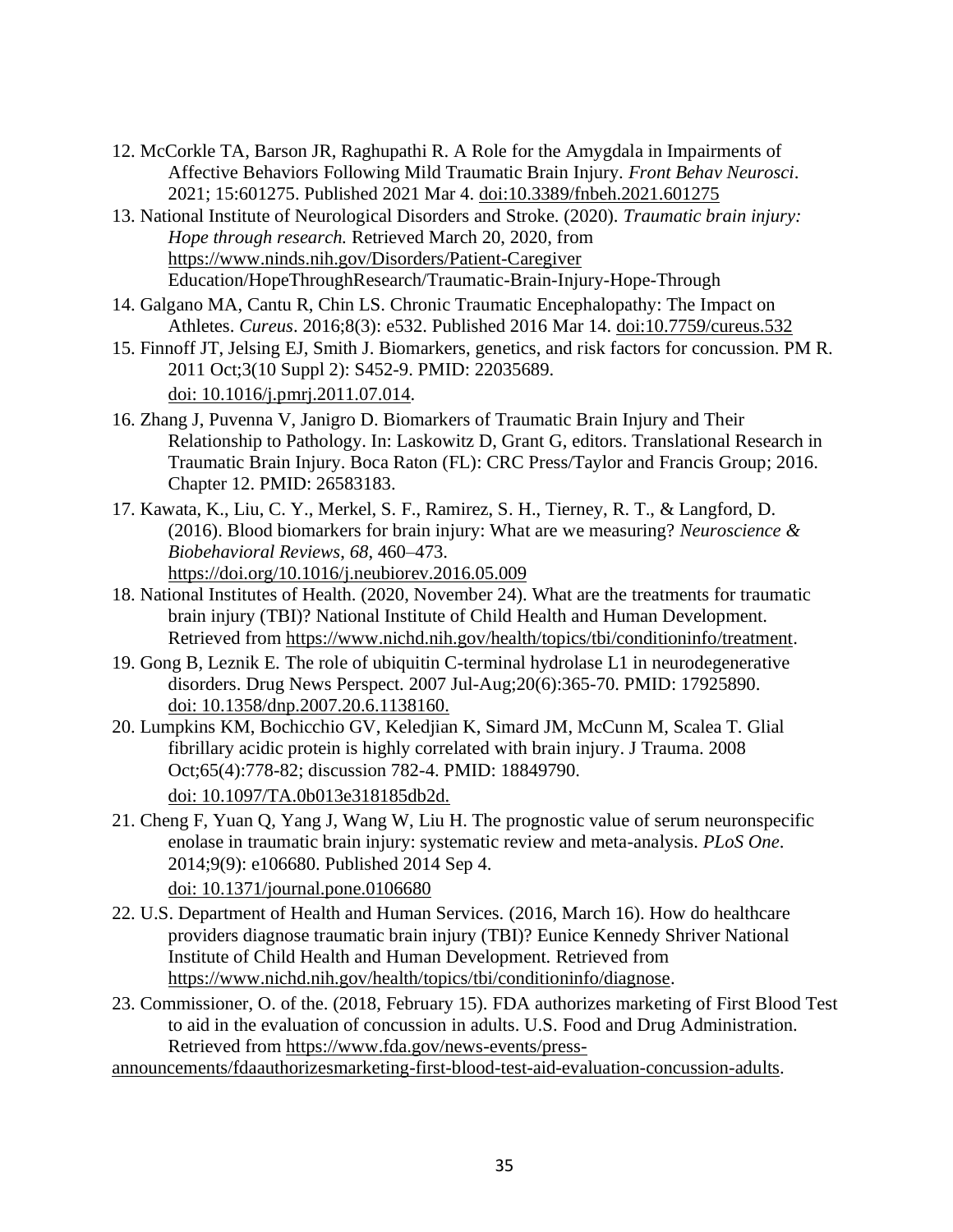12. McCorkle TA, Barson JR, Raghupathi R. A Role for the Amygdala in Impairments of Affective Behaviors Following Mild Traumatic Brain Injury. *Front Behav Neurosci*. 2021; 15:601275. Published 2021 Mar 4. doi:10.3389/fnbeh.2021.601275

13. National Institute of Neurological Disorders and Stroke. (2020). *Traumatic brain injury: Hope through research.* Retrieved March 20, 2020, from https://www.ninds.nih.gov/Disorders/Patient-Caregiver Education/HopeThroughResearch/Traumatic-Brain-Injury-Hope-Through

14. Galgano MA, Cantu R, Chin LS. Chronic Traumatic Encephalopathy: The Impact on Athletes. *Cureus*. 2016;8(3): e532. Published 2016 Mar 14. doi:10.7759/cureus.532

15. Finnoff JT, Jelsing EJ, Smith J. Biomarkers, genetics, and risk factors for concussion. PM R. 2011 Oct;3(10 Suppl 2): S452-9. PMID: 22035689. doi: 10.1016/j.pmrj.2011.07.014.

16. Zhang J, Puvenna V, Janigro D. Biomarkers of Traumatic Brain Injury and Their Relationship to Pathology. In: Laskowitz D, Grant G, editors. Translational Research in Traumatic Brain Injury. Boca Raton (FL): CRC Press/Taylor and Francis Group; 2016. Chapter 12. PMID: 26583183.

17. Kawata, K., Liu, C. Y., Merkel, S. F., Ramirez, S. H., Tierney, R. T., & Langford, D. (2016). Blood biomarkers for brain injury: What are we measuring? *Neuroscience & Biobehavioral Reviews*, *68*, 460–473. https://doi.org/10.1016/j.neubiorev.2016.05.009

18. National Institutes of Health. (2020, November 24). What are the treatments for traumatic brain injury (TBI)? National Institute of Child Health and Human Development. Retrieved from https://www.nichd.nih.gov/health/topics/tbi/conditioninfo/treatment.

19. Gong B, Leznik E. The role of ubiquitin C-terminal hydrolase L1 in neurodegenerative disorders. Drug News Perspect. 2007 Jul-Aug;20(6):365-70. PMID: 17925890. doi: 10.1358/dnp.2007.20.6.1138160.

20. Lumpkins KM, Bochicchio GV, Keledjian K, Simard JM, McCunn M, Scalea T. Glial fibrillary acidic protein is highly correlated with brain injury. J Trauma. 2008 Oct;65(4):778-82; discussion 782-4. PMID: 18849790. doi: 10.1097/TA.0b013e318185db2d.

21. Cheng F, Yuan Q, Yang J, Wang W, Liu H. The prognostic value of serum neuronspecific enolase in traumatic brain injury: systematic review and meta-analysis. *PLoS One*. 2014;9(9): e106680. Published 2014 Sep 4. doi: 10.1371/journal.pone.0106680

22. U.S. Department of Health and Human Services. (2016, March 16). How do healthcare providers diagnose traumatic brain injury (TBI)? Eunice Kennedy Shriver National Institute of Child Health and Human Development. Retrieved from https://www.nichd.nih.gov/health/topics/tbi/conditioninfo/diagnose.

23. Commissioner, O. of the. (2018, February 15). FDA authorizes marketing of First Blood Test to aid in the evaluation of concussion in adults. U.S. Food and Drug Administration. Retrieved from https://www.fda.gov/news-events/press-announcements/fdaauthorizesmarketing-first-blood-test-aid-evaluation-concussion-adults.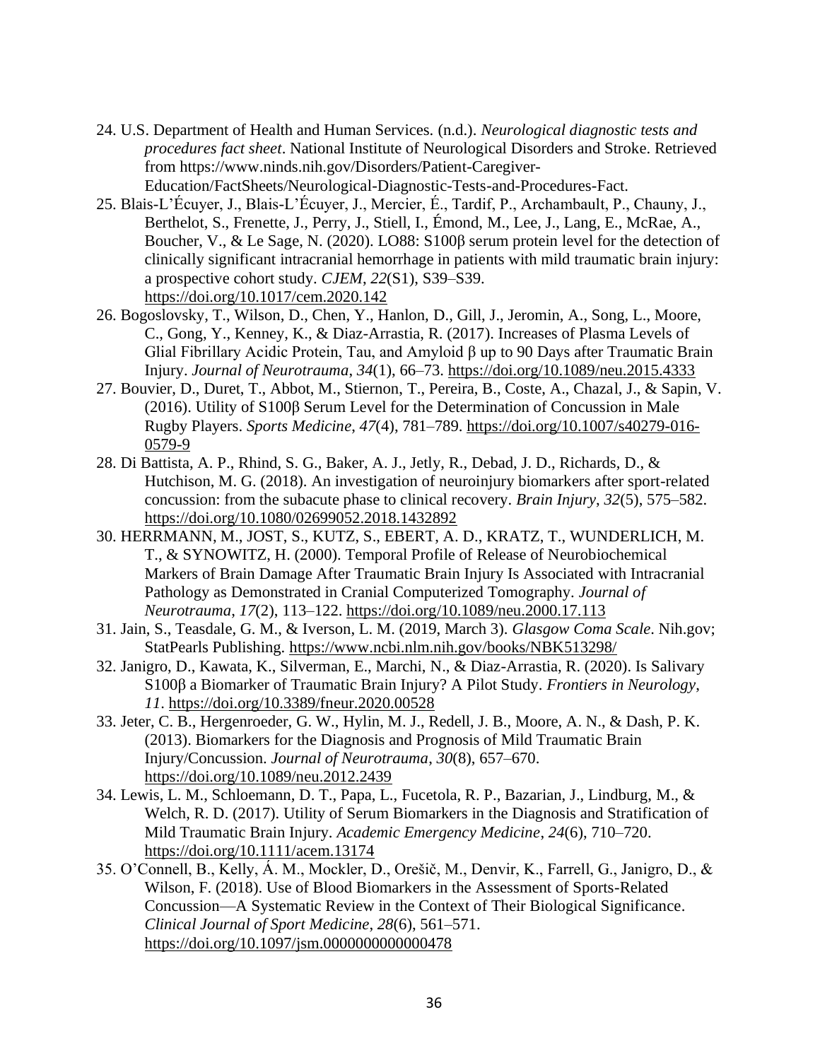24. U.S. Department of Health and Human Services. (n.d.). *Neurological diagnostic tests and procedures fact sheet*. National Institute of Neurological Disorders and Stroke. Retrieved from https://www.ninds.nih.gov/Disorders/Patient-Caregiver-Education/FactSheets/Neurological-Diagnostic-Tests-and-Procedures-Fact.
25. Blais-L'Écuyer, J., Blais-L'Écuyer, J., Mercier, É., Tardif, P., Archambault, P., Chauny, J., Berthelot, S., Frenette, J., Perry, J., Stiell, I., Émond, M., Lee, J., Lang, E., McRae, A., Boucher, V., & Le Sage, N. (2020). LO88: S100β serum protein level for the detection of clinically significant intracranial hemorrhage in patients with mild traumatic brain injury: a prospective cohort study. *CJEM*, *22*(S1), S39–S39. https://doi.org/10.1017/cem.2020.142
26. Bogoslovsky, T., Wilson, D., Chen, Y., Hanlon, D., Gill, J., Jeromin, A., Song, L., Moore, C., Gong, Y., Kenney, K., & Diaz-Arrastia, R. (2017). Increases of Plasma Levels of Glial Fibrillary Acidic Protein, Tau, and Amyloid β up to 90 Days after Traumatic Brain Injury. *Journal of Neurotrauma*, *34*(1), 66–73. https://doi.org/10.1089/neu.2015.4333
27. Bouvier, D., Duret, T., Abbot, M., Stiernon, T., Pereira, B., Coste, A., Chazal, J., & Sapin, V. (2016). Utility of S100β Serum Level for the Determination of Concussion in Male Rugby Players. *Sports Medicine*, *47*(4), 781–789. https://doi.org/10.1007/s40279-016-0579-9
28. Di Battista, A. P., Rhind, S. G., Baker, A. J., Jetly, R., Debad, J. D., Richards, D., & Hutchison, M. G. (2018). An investigation of neuroinjury biomarkers after sport-related concussion: from the subacute phase to clinical recovery. *Brain Injury*, *32*(5), 575–582. https://doi.org/10.1080/02699052.2018.1432892
30. HERRMANN, M., JOST, S., KUTZ, S., EBERT, A. D., KRATZ, T., WUNDERLICH, M. T., & SYNOWITZ, H. (2000). Temporal Profile of Release of Neurobiochemical Markers of Brain Damage After Traumatic Brain Injury Is Associated with Intracranial Pathology as Demonstrated in Cranial Computerized Tomography. *Journal of Neurotrauma*, *17*(2), 113–122. https://doi.org/10.1089/neu.2000.17.113
31. Jain, S., Teasdale, G. M., & Iverson, L. M. (2019, March 3). *Glasgow Coma Scale*. Nih.gov; StatPearls Publishing. https://www.ncbi.nlm.nih.gov/books/NBK513298/
32. Janigro, D., Kawata, K., Silverman, E., Marchi, N., & Diaz-Arrastia, R. (2020). Is Salivary S100β a Biomarker of Traumatic Brain Injury? A Pilot Study. *Frontiers in Neurology*, *11*. https://doi.org/10.3389/fneur.2020.00528
33. Jeter, C. B., Hergenroeder, G. W., Hylin, M. J., Redell, J. B., Moore, A. N., & Dash, P. K. (2013). Biomarkers for the Diagnosis and Prognosis of Mild Traumatic Brain Injury/Concussion. *Journal of Neurotrauma*, *30*(8), 657–670. https://doi.org/10.1089/neu.2012.2439
34. Lewis, L. M., Schloemann, D. T., Papa, L., Fucetola, R. P., Bazarian, J., Lindburg, M., & Welch, R. D. (2017). Utility of Serum Biomarkers in the Diagnosis and Stratification of Mild Traumatic Brain Injury. *Academic Emergency Medicine*, *24*(6), 710–720. https://doi.org/10.1111/acem.13174
35. O'Connell, B., Kelly, Á. M., Mockler, D., Oreščič, M., Denvir, K., Farrell, G., Janigro, D., & Wilson, F. (2018). Use of Blood Biomarkers in the Assessment of Sports-Related Concussion—A Systematic Review in the Context of Their Biological Significance. *Clinical Journal of Sport Medicine*, *28*(6), 561–571. https://doi.org/10.1097/jsm.0000000000000478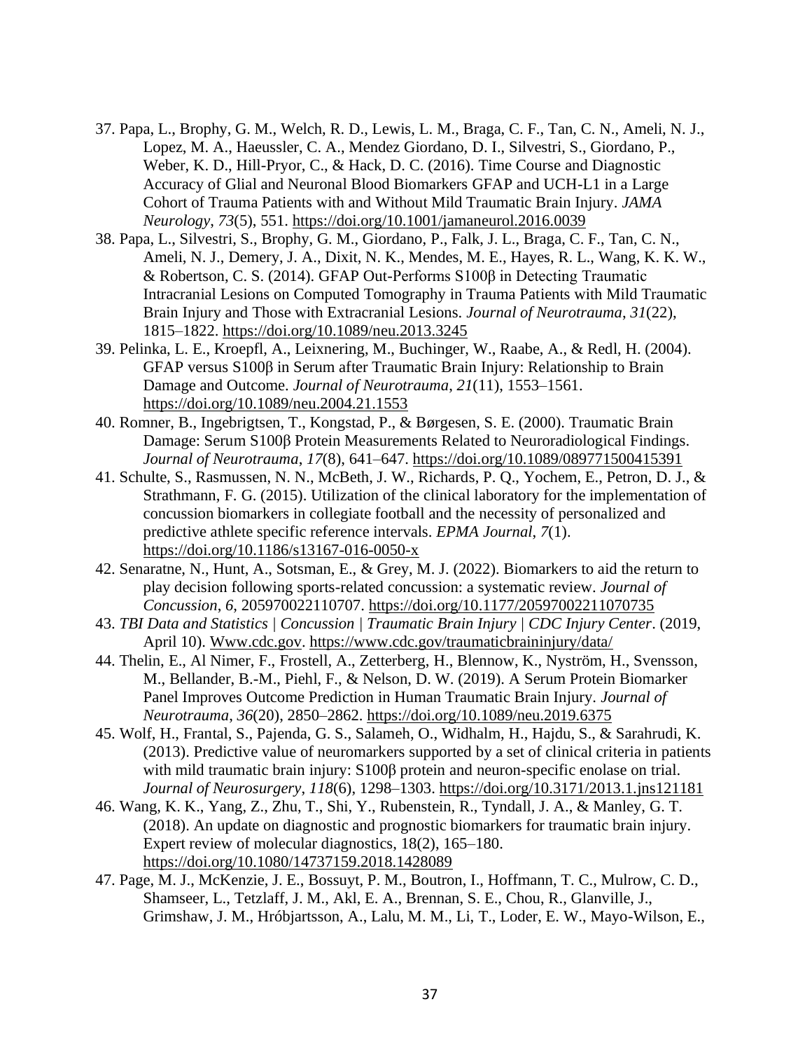37. Papa, L., Brophy, G. M., Welch, R. D., Lewis, L. M., Braga, C. F., Tan, C. N., Ameli, N. J., Lopez, M. A., Haeussler, C. A., Mendez Giordano, D. I., Silvestri, S., Giordano, P., Weber, K. D., Hill-Pryor, C., & Hack, D. C. (2016). Time Course and Diagnostic Accuracy of Glial and Neuronal Blood Biomarkers GFAP and UCH-L1 in a Large Cohort of Trauma Patients with and Without Mild Traumatic Brain Injury. *JAMA Neurology*, *73*(5), 551. https://doi.org/10.1001/jamaneurol.2016.0039
38. Papa, L., Silvestri, S., Brophy, G. M., Giordano, P., Falk, J. L., Braga, C. F., Tan, C. N., Ameli, N. J., Demery, J. A., Dixit, N. K., Mendes, M. E., Hayes, R. L., Wang, K. K. W., & Robertson, C. S. (2014). GFAP Out-Performs S100β in Detecting Traumatic Intracranial Lesions on Computed Tomography in Trauma Patients with Mild Traumatic Brain Injury and Those with Extracranial Lesions. *Journal of Neurotrauma*, *31*(22), 1815–1822. https://doi.org/10.1089/neu.2013.3245
39. Pelinka, L. E., Kroepfl, A., Leixnering, M., Buchinger, W., Raabe, A., & Redl, H. (2004). GFAP versus S100β in Serum after Traumatic Brain Injury: Relationship to Brain Damage and Outcome. *Journal of Neurotrauma*, *21*(11), 1553–1561. https://doi.org/10.1089/neu.2004.21.1553
40. Romner, B., Ingebrigtsen, T., Kongstad, P., & Børgesen, S. E. (2000). Traumatic Brain Damage: Serum S100β Protein Measurements Related to Neuroradiological Findings. *Journal of Neurotrauma*, *17*(8), 641–647. https://doi.org/10.1089/089771500415391
41. Schulte, S., Rasmussen, N. N., McBeth, J. W., Richards, P. Q., Yochem, E., Petron, D. J., & Strathmann, F. G. (2015). Utilization of the clinical laboratory for the implementation of concussion biomarkers in collegiate football and the necessity of personalized and predictive athlete specific reference intervals. *EPMA Journal*, *7*(1). https://doi.org/10.1186/s13167-016-0050-x
42. Senaratne, N., Hunt, A., Sotsman, E., & Grey, M. J. (2022). Biomarkers to aid the return to play decision following sports-related concussion: a systematic review. *Journal of Concussion*, *6*, 205970022110707. https://doi.org/10.1177/20597002211070735
43. *TBI Data and Statistics | Concussion | Traumatic Brain Injury | CDC Injury Center*. (2019, April 10). Www.cdc.gov. https://www.cdc.gov/traumaticbraininjury/data/
44. Thelin, E., Al Nimer, F., Frostell, A., Zetterberg, H., Blennow, K., Nyström, H., Svensson, M., Bellander, B.-M., Piehl, F., & Nelson, D. W. (2019). A Serum Protein Biomarker Panel Improves Outcome Prediction in Human Traumatic Brain Injury. *Journal of Neurotrauma*, *36*(20), 2850–2862. https://doi.org/10.1089/neu.2019.6375
45. Wolf, H., Frantal, S., Pajenda, G. S., Salameh, O., Widhalm, H., Hajdu, S., & Sarahrudi, K. (2013). Predictive value of neuromarkers supported by a set of clinical criteria in patients with mild traumatic brain injury: S100β protein and neuron-specific enolase on trial. *Journal of Neurosurgery*, *118*(6), 1298–1303. https://doi.org/10.3171/2013.1.jns121181
46. Wang, K. K., Yang, Z., Zhu, T., Shi, Y., Rubenstein, R., Tyndall, J. A., & Manley, G. T. (2018). An update on diagnostic and prognostic biomarkers for traumatic brain injury. Expert review of molecular diagnostics, 18(2), 165–180. https://doi.org/10.1080/14737159.2018.1428089
47. Page, M. J., McKenzie, J. E., Bossuyt, P. M., Boutron, I., Hoffmann, T. C., Mulrow, C. D., Shamseer, L., Tetzlaff, J. M., Akl, E. A., Brennan, S. E., Chou, R., Glanville, J., Grimshaw, J. M., Hróbjartsson, A., Lalu, M. M., Li, T., Loder, E. W., Mayo-Wilson, E.,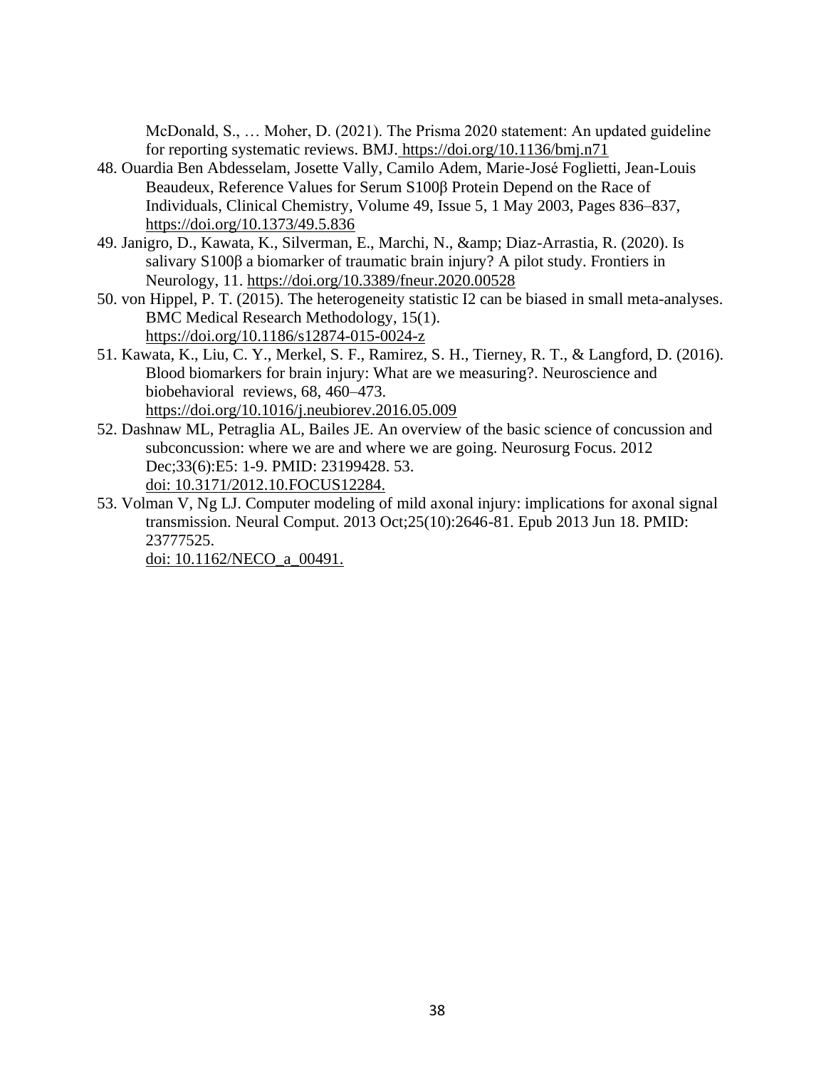McDonald, S., … Moher, D. (2021). The Prisma 2020 statement: An updated guideline for reporting systematic reviews. BMJ. https://doi.org/10.1136/bmj.n71

48. Ouardia Ben Abdesselam, Josette Vally, Camilo Adem, Marie-José Foglietti, Jean-Louis Beaudeux, Reference Values for Serum S100β Protein Depend on the Race of Individuals, Clinical Chemistry, Volume 49, Issue 5, 1 May 2003, Pages 836–837, https://doi.org/10.1373/49.5.836
49. Janigro, D., Kawata, K., Silverman, E., Marchi, N., &amp; Diaz-Arrastia, R. (2020). Is salivary S100β a biomarker of traumatic brain injury? A pilot study. Frontiers in Neurology, 11. https://doi.org/10.3389/fneur.2020.00528
50. von Hippel, P. T. (2015). The heterogeneity statistic I2 can be biased in small meta-analyses. BMC Medical Research Methodology, 15(1). https://doi.org/10.1186/s12874-015-0024-z
51. Kawata, K., Liu, C. Y., Merkel, S. F., Ramirez, S. H., Tierney, R. T., & Langford, D. (2016). Blood biomarkers for brain injury: What are we measuring?. Neuroscience and biobehavioral reviews, 68, 460–473. https://doi.org/10.1016/j.neubiorev.2016.05.009
52. Dashnaw ML, Petraglia AL, Bailes JE. An overview of the basic science of concussion and subconcussion: where we are and where we are going. Neurosurg Focus. 2012 Dec;33(6):E5: 1-9. PMID: 23199428. 53. doi: 10.3171/2012.10.FOCUS12284.
53. Volman V, Ng LJ. Computer modeling of mild axonal injury: implications for axonal signal transmission. Neural Comput. 2013 Oct;25(10):2646-81. Epub 2013 Jun 18. PMID: 23777525. doi: 10.1162/NECO_a_00491.